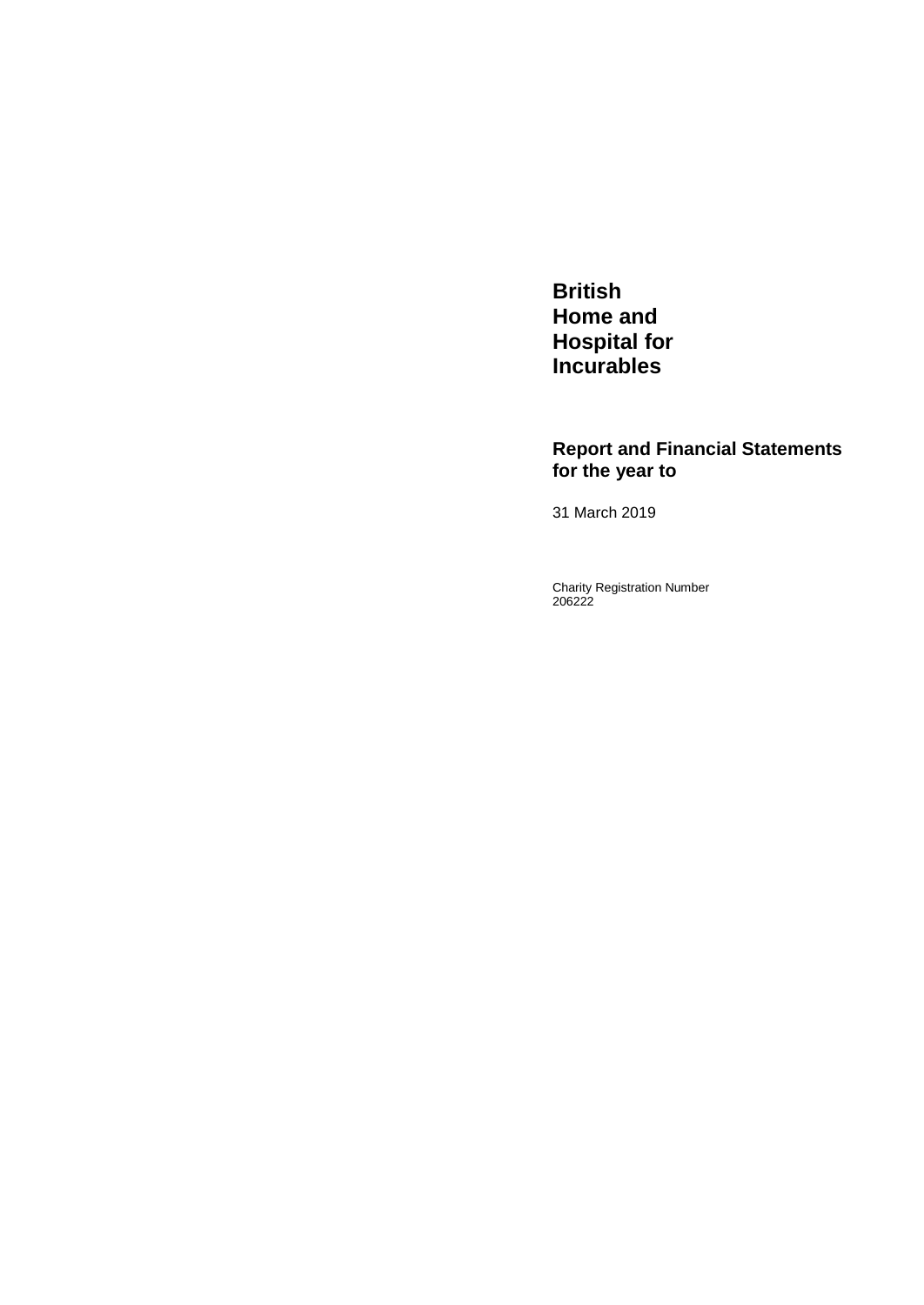# British Home and Hospital for Incurables

## Report and Financial Statements for the year to

31 March 2019

Charity Registration Number
206222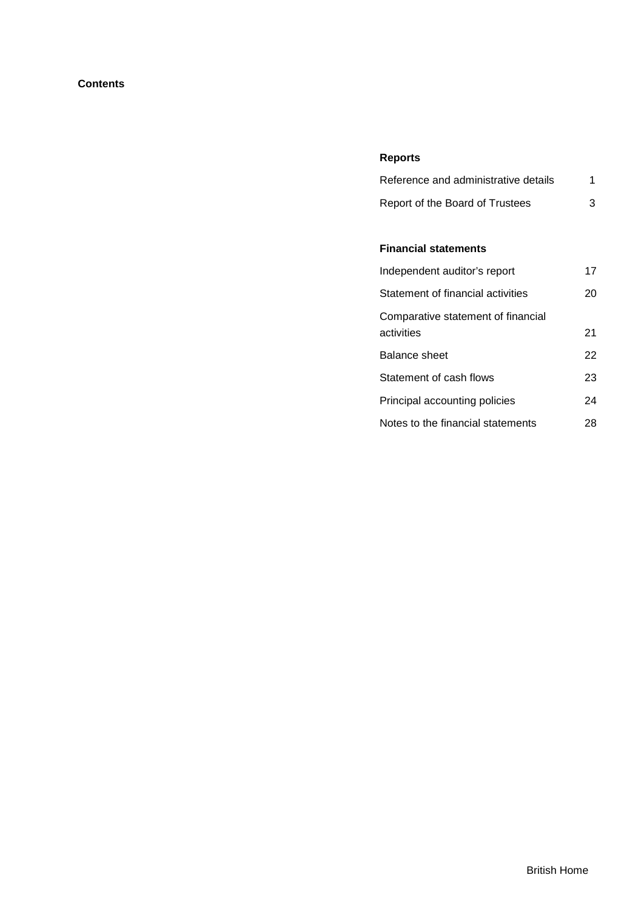# Contents

## Reports

| | |
|---|---|
| Reference and administrative details | 1 |
| Report of the Board of Trustees | 3 |

## Financial statements

| | |
|---|---|
| Independent auditor's report | 17 |
| Statement of financial activities | 20 |
| Comparative statement of financial activities | 21 |
| Balance sheet | 22 |
| Statement of cash flows | 23 |
| Principal accounting policies | 24 |
| Notes to the financial statements | 28 |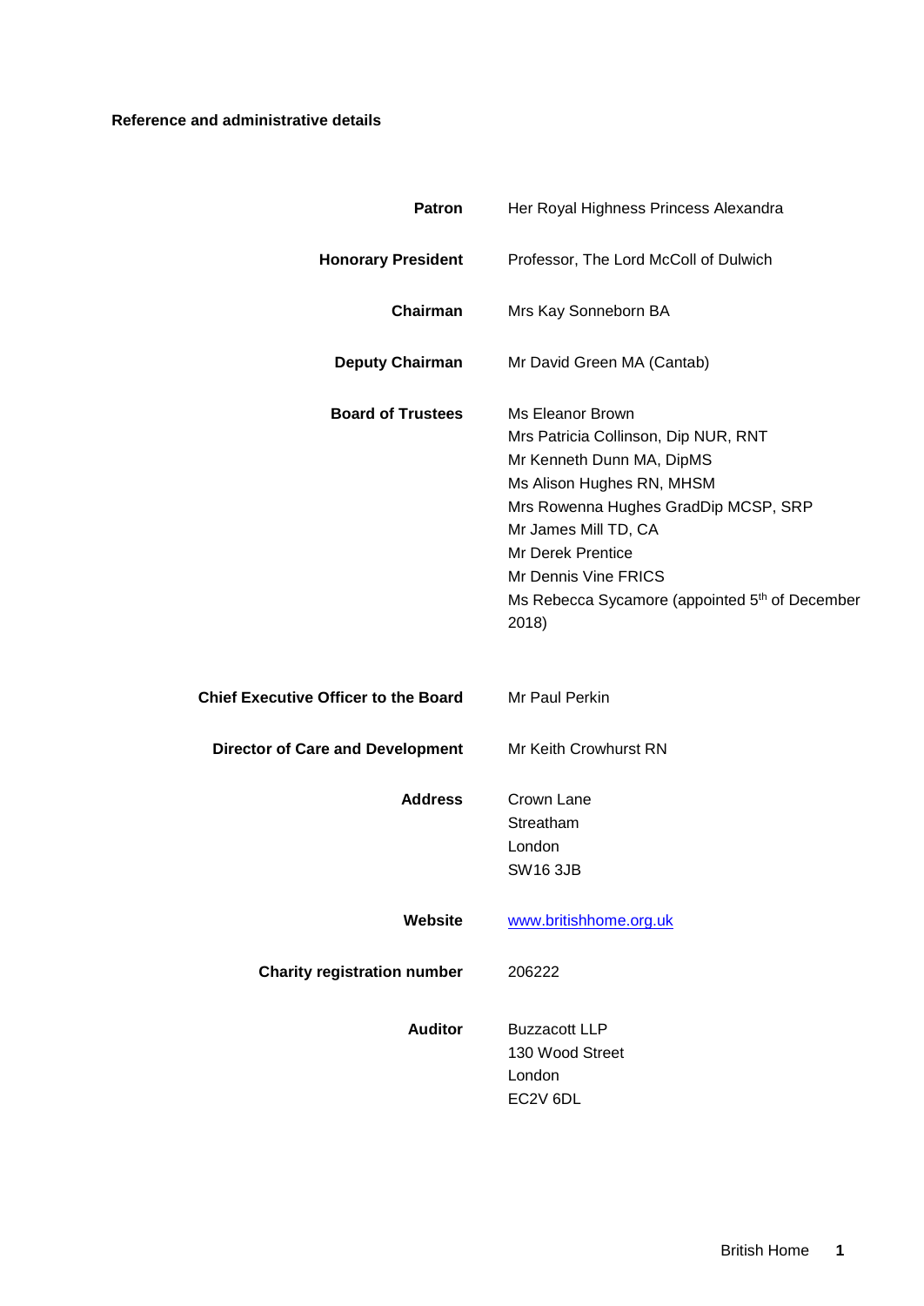# Reference and administrative details

| | |
|---|---|
| **Patron** | Her Royal Highness Princess Alexandra |
| **Honorary President** | Professor, The Lord McColl of Dulwich |
| **Chairman** | Mrs Kay Sonneborn BA |
| **Deputy Chairman** | Mr David Green MA (Cantab) |
| **Board of Trustees** | Ms Eleanor Brown<br>Mrs Patricia Collinson, Dip NUR, RNT<br>Mr Kenneth Dunn MA, DipMS<br>Ms Alison Hughes RN, MHSM<br>Mrs Rowenna Hughes GradDip MCSP, SRP<br>Mr James Mill TD, CA<br>Mr Derek Prentice<br>Mr Dennis Vine FRICS<br>Ms Rebecca Sycamore (appointed 5th of December 2018) |
| **Chief Executive Officer to the Board** | Mr Paul Perkin |
| **Director of Care and Development** | Mr Keith Crowhurst RN |
| **Address** | Crown Lane<br>Streatham<br>London<br>SW16 3JB |
| **Website** | www.britishhome.org.uk |
| **Charity registration number** | 206222 |
| **Auditor** | Buzzacott LLP<br>130 Wood Street<br>London<br>EC2V 6DL |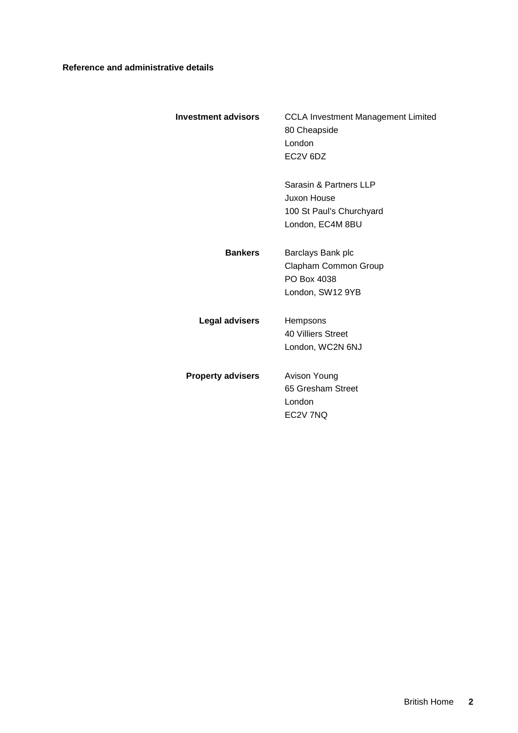**Reference and administrative details**

| | |
|---|---|
| **Investment advisors** | CCLA Investment Management Limited<br>80 Cheapside<br>London<br>EC2V 6DZ |
| | Sarasin & Partners LLP<br>Juxon House<br>100 St Paul's Churchyard<br>London, EC4M 8BU |
| **Bankers** | Barclays Bank plc<br>Clapham Common Group<br>PO Box 4038<br>London, SW12 9YB |
| **Legal advisers** | Hempsons<br>40 Villiers Street<br>London, WC2N 6NJ |
| **Property advisers** | Avison Young<br>65 Gresham Street<br>London<br>EC2V 7NQ |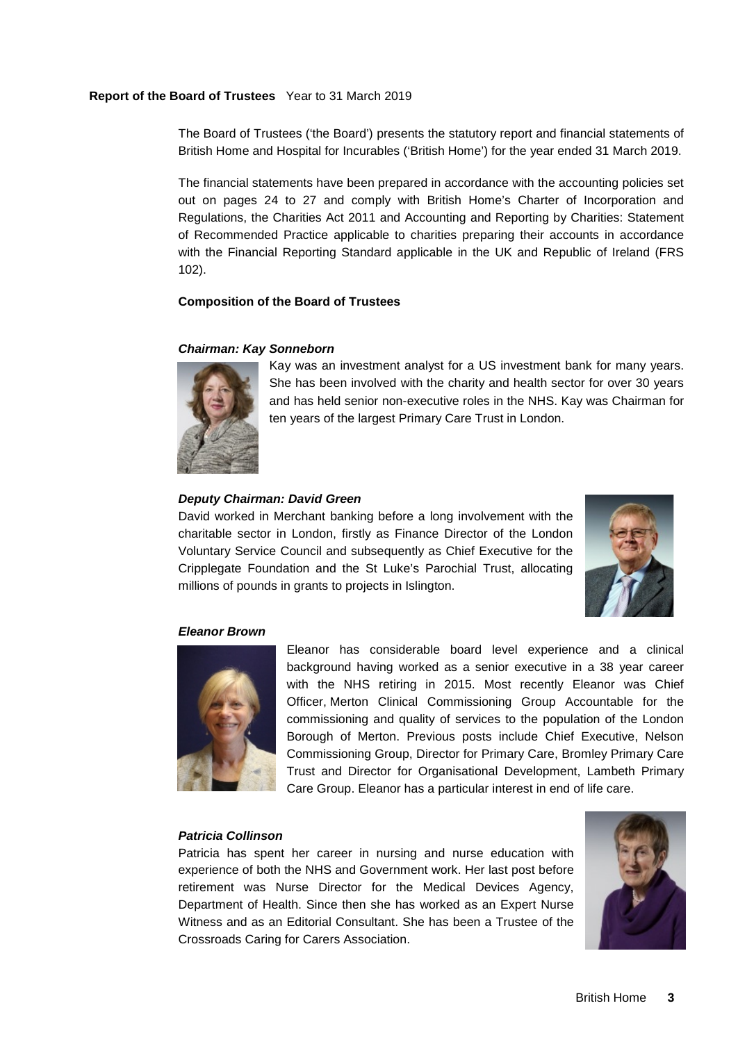**Report of the Board of Trustees** Year to 31 March 2019

The Board of Trustees ('the Board') presents the statutory report and financial statements of British Home and Hospital for Incurables ('British Home') for the year ended 31 March 2019.

The financial statements have been prepared in accordance with the accounting policies set out on pages 24 to 27 and comply with British Home's Charter of Incorporation and Regulations, the Charities Act 2011 and Accounting and Reporting by Charities: Statement of Recommended Practice applicable to charities preparing their accounts in accordance with the Financial Reporting Standard applicable in the UK and Republic of Ireland (FRS 102).

**Composition of the Board of Trustees**

***Chairman: Kay Sonneborn***

Kay was an investment analyst for a US investment bank for many years. She has been involved with the charity and health sector for over 30 years and has held senior non-executive roles in the NHS. Kay was Chairman for ten years of the largest Primary Care Trust in London.

***Deputy Chairman: David Green***

David worked in Merchant banking before a long involvement with the charitable sector in London, firstly as Finance Director of the London Voluntary Service Council and subsequently as Chief Executive for the Cripplegate Foundation and the St Luke's Parochial Trust, allocating millions of pounds in grants to projects in Islington.

***Eleanor Brown***

Eleanor has considerable board level experience and a clinical background having worked as a senior executive in a 38 year career with the NHS retiring in 2015. Most recently Eleanor was Chief Officer, Merton Clinical Commissioning Group Accountable for the commissioning and quality of services to the population of the London Borough of Merton. Previous posts include Chief Executive, Nelson Commissioning Group, Director for Primary Care, Bromley Primary Care Trust and Director for Organisational Development, Lambeth Primary Care Group. Eleanor has a particular interest in end of life care.

***Patricia Collinson***

Patricia has spent her career in nursing and nurse education with experience of both the NHS and Government work. Her last post before retirement was Nurse Director for the Medical Devices Agency, Department of Health. Since then she has worked as an Expert Nurse Witness and as an Editorial Consultant. She has been a Trustee of the Crossroads Caring for Carers Association.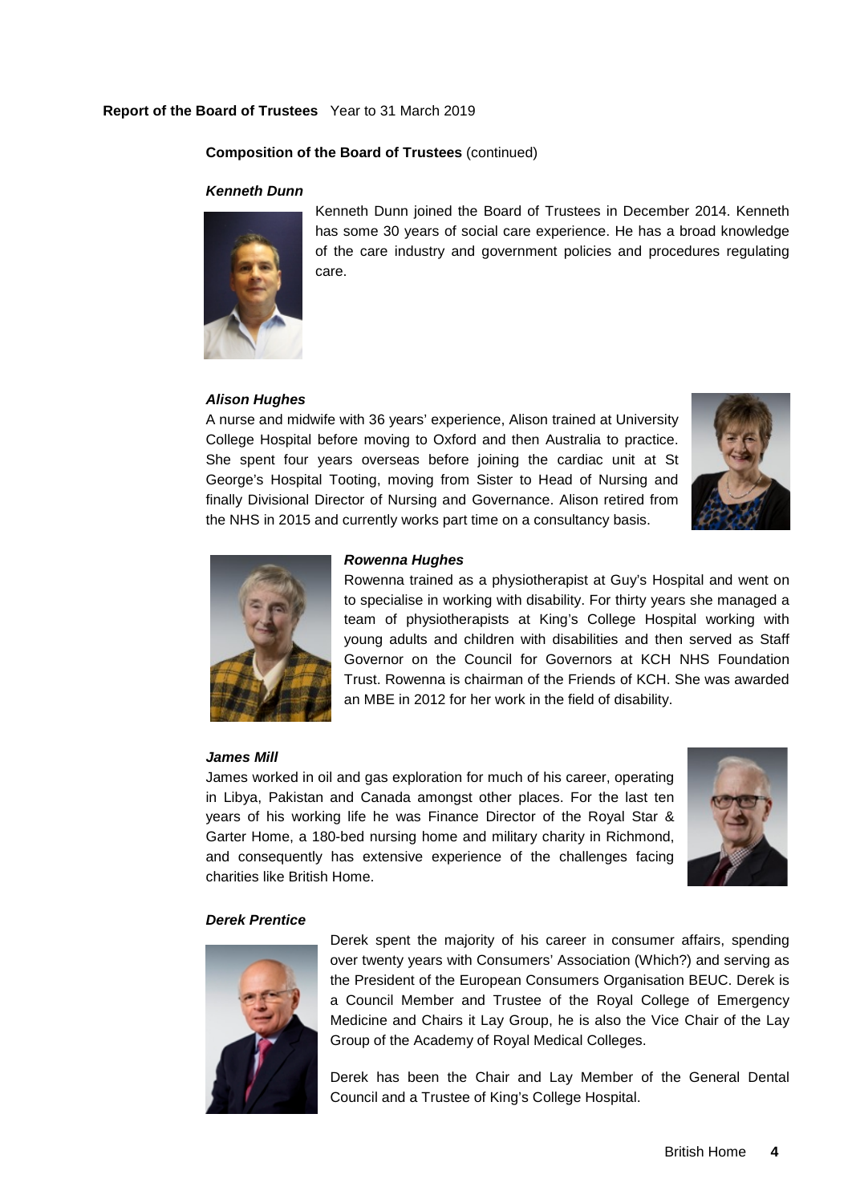**Composition of the Board of Trustees** (continued)

***Kenneth Dunn***

Kenneth Dunn joined the Board of Trustees in December 2014. Kenneth has some 30 years of social care experience. He has a broad knowledge of the care industry and government policies and procedures regulating care.

***Alison Hughes***

A nurse and midwife with 36 years' experience, Alison trained at University College Hospital before moving to Oxford and then Australia to practice. She spent four years overseas before joining the cardiac unit at St George's Hospital Tooting, moving from Sister to Head of Nursing and finally Divisional Director of Nursing and Governance. Alison retired from the NHS in 2015 and currently works part time on a consultancy basis.

***Rowenna Hughes***

Rowenna trained as a physiotherapist at Guy's Hospital and went on to specialise in working with disability. For thirty years she managed a team of physiotherapists at King's College Hospital working with young adults and children with disabilities and then served as Staff Governor on the Council for Governors at KCH NHS Foundation Trust. Rowenna is chairman of the Friends of KCH. She was awarded an MBE in 2012 for her work in the field of disability.

***James Mill***

James worked in oil and gas exploration for much of his career, operating in Libya, Pakistan and Canada amongst other places. For the last ten years of his working life he was Finance Director of the Royal Star & Garter Home, a 180-bed nursing home and military charity in Richmond, and consequently has extensive experience of the challenges facing charities like British Home.

***Derek Prentice***

Derek spent the majority of his career in consumer affairs, spending over twenty years with Consumers' Association (Which?) and serving as the President of the European Consumers Organisation BEUC. Derek is a Council Member and Trustee of the Royal College of Emergency Medicine and Chairs it Lay Group, he is also the Vice Chair of the Lay Group of the Academy of Royal Medical Colleges.

Derek has been the Chair and Lay Member of the General Dental Council and a Trustee of King's College Hospital.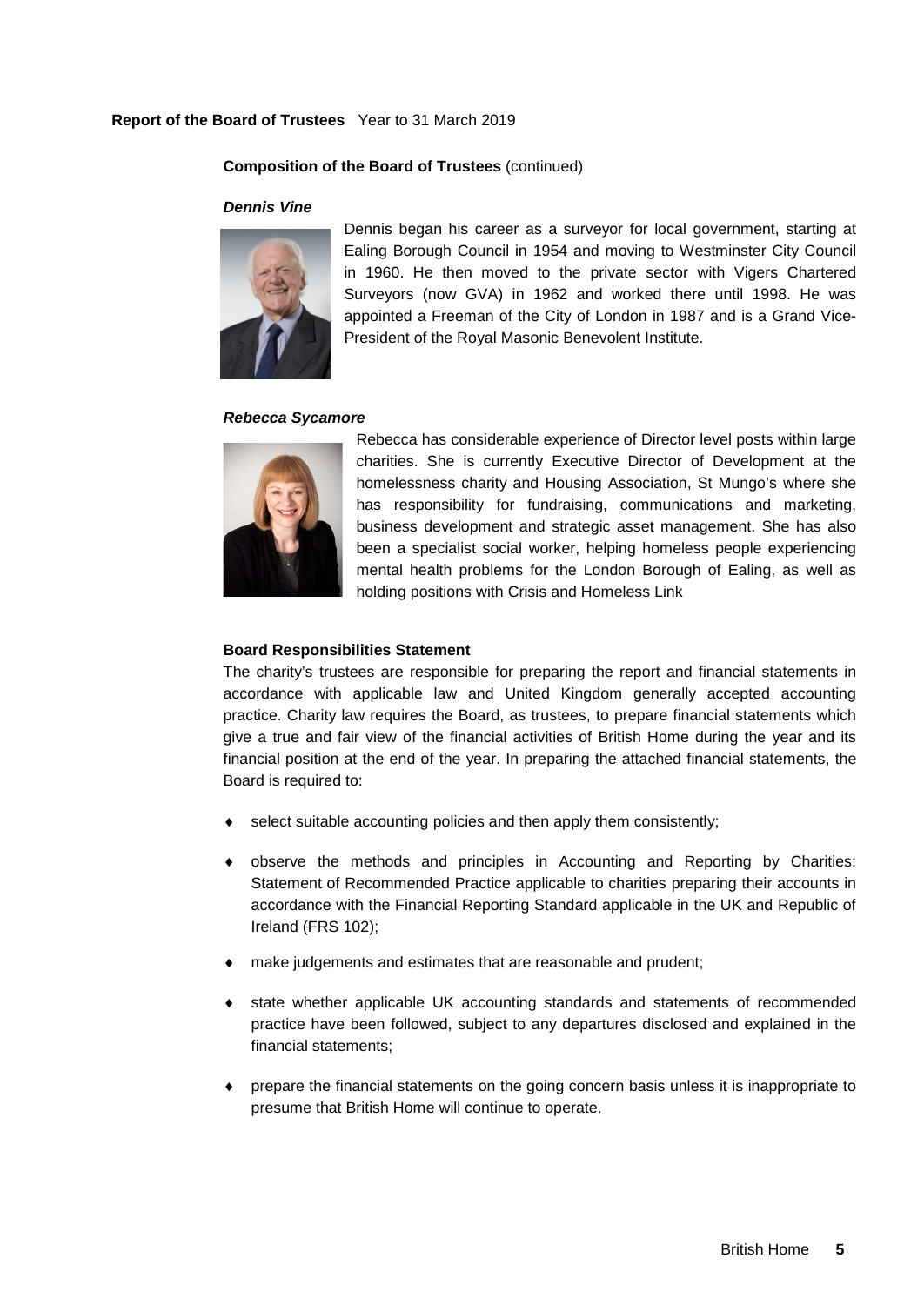## Composition of the Board of Trustees (continued)

***Dennis Vine***

Dennis began his career as a surveyor for local government, starting at Ealing Borough Council in 1954 and moving to Westminster City Council in 1960. He then moved to the private sector with Vigers Chartered Surveyors (now GVA) in 1962 and worked there until 1998. He was appointed a Freeman of the City of London in 1987 and is a Grand Vice-President of the Royal Masonic Benevolent Institute.

***Rebecca Sycamore***

Rebecca has considerable experience of Director level posts within large charities. She is currently Executive Director of Development at the homelessness charity and Housing Association, St Mungo's where she has responsibility for fundraising, communications and marketing, business development and strategic asset management. She has also been a specialist social worker, helping homeless people experiencing mental health problems for the London Borough of Ealing, as well as holding positions with Crisis and Homeless Link

## Board Responsibilities Statement

The charity's trustees are responsible for preparing the report and financial statements in accordance with applicable law and United Kingdom generally accepted accounting practice. Charity law requires the Board, as trustees, to prepare financial statements which give a true and fair view of the financial activities of British Home during the year and its financial position at the end of the year. In preparing the attached financial statements, the Board is required to:

- select suitable accounting policies and then apply them consistently;
- observe the methods and principles in Accounting and Reporting by Charities: Statement of Recommended Practice applicable to charities preparing their accounts in accordance with the Financial Reporting Standard applicable in the UK and Republic of Ireland (FRS 102);
- make judgements and estimates that are reasonable and prudent;
- state whether applicable UK accounting standards and statements of recommended practice have been followed, subject to any departures disclosed and explained in the financial statements;
- prepare the financial statements on the going concern basis unless it is inappropriate to presume that British Home will continue to operate.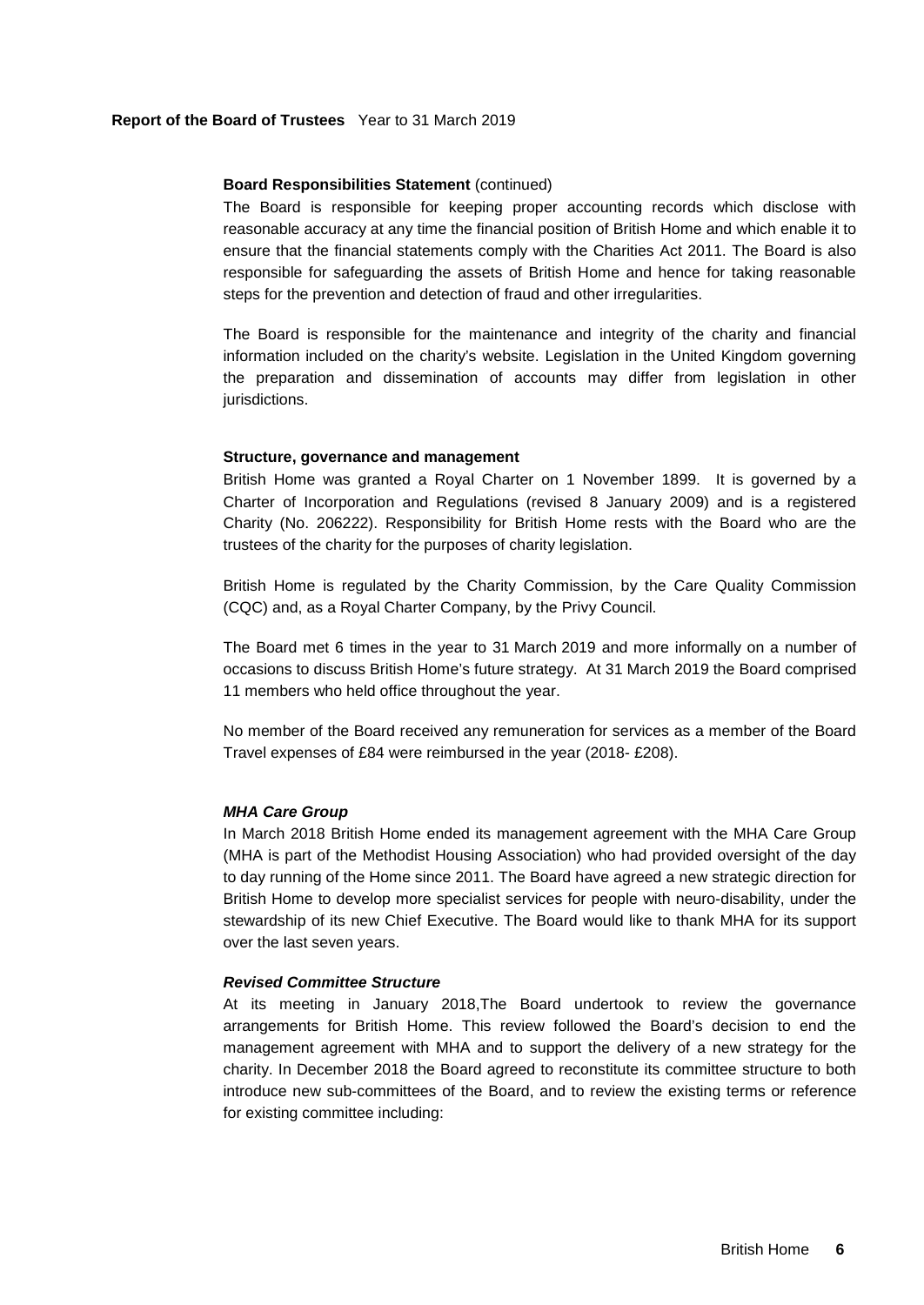**Board Responsibilities Statement** (continued)

The Board is responsible for keeping proper accounting records which disclose with reasonable accuracy at any time the financial position of British Home and which enable it to ensure that the financial statements comply with the Charities Act 2011. The Board is also responsible for safeguarding the assets of British Home and hence for taking reasonable steps for the prevention and detection of fraud and other irregularities.

The Board is responsible for the maintenance and integrity of the charity and financial information included on the charity's website. Legislation in the United Kingdom governing the preparation and dissemination of accounts may differ from legislation in other jurisdictions.

**Structure, governance and management**

British Home was granted a Royal Charter on 1 November 1899. It is governed by a Charter of Incorporation and Regulations (revised 8 January 2009) and is a registered Charity (No. 206222). Responsibility for British Home rests with the Board who are the trustees of the charity for the purposes of charity legislation.

British Home is regulated by the Charity Commission, by the Care Quality Commission (CQC) and, as a Royal Charter Company, by the Privy Council.

The Board met 6 times in the year to 31 March 2019 and more informally on a number of occasions to discuss British Home's future strategy. At 31 March 2019 the Board comprised 11 members who held office throughout the year.

No member of the Board received any remuneration for services as a member of the Board Travel expenses of £84 were reimbursed in the year (2018- £208).

***MHA Care Group***

In March 2018 British Home ended its management agreement with the MHA Care Group (MHA is part of the Methodist Housing Association) who had provided oversight of the day to day running of the Home since 2011. The Board have agreed a new strategic direction for British Home to develop more specialist services for people with neuro-disability, under the stewardship of its new Chief Executive. The Board would like to thank MHA for its support over the last seven years.

***Revised Committee Structure***

At its meeting in January 2018,The Board undertook to review the governance arrangements for British Home. This review followed the Board's decision to end the management agreement with MHA and to support the delivery of a new strategy for the charity. In December 2018 the Board agreed to reconstitute its committee structure to both introduce new sub-committees of the Board, and to review the existing terms or reference for existing committee including: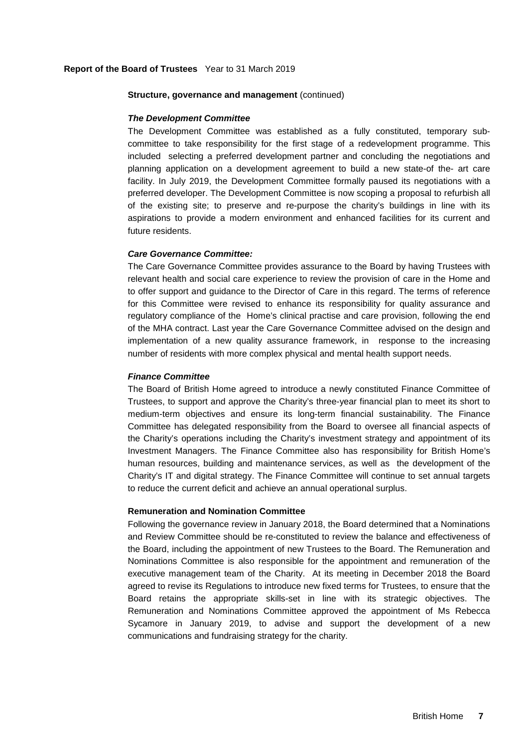**Structure, governance and management** (continued)

***The Development Committee***

The Development Committee was established as a fully constituted, temporary sub-committee to take responsibility for the first stage of a redevelopment programme. This included selecting a preferred development partner and concluding the negotiations and planning application on a development agreement to build a new state-of the- art care facility. In July 2019, the Development Committee formally paused its negotiations with a preferred developer. The Development Committee is now scoping a proposal to refurbish all of the existing site; to preserve and re-purpose the charity's buildings in line with its aspirations to provide a modern environment and enhanced facilities for its current and future residents.

***Care Governance Committee:***

The Care Governance Committee provides assurance to the Board by having Trustees with relevant health and social care experience to review the provision of care in the Home and to offer support and guidance to the Director of Care in this regard. The terms of reference for this Committee were revised to enhance its responsibility for quality assurance and regulatory compliance of the Home's clinical practise and care provision, following the end of the MHA contract. Last year the Care Governance Committee advised on the design and implementation of a new quality assurance framework, in response to the increasing number of residents with more complex physical and mental health support needs.

***Finance Committee***

The Board of British Home agreed to introduce a newly constituted Finance Committee of Trustees, to support and approve the Charity's three-year financial plan to meet its short to medium-term objectives and ensure its long-term financial sustainability. The Finance Committee has delegated responsibility from the Board to oversee all financial aspects of the Charity's operations including the Charity's investment strategy and appointment of its Investment Managers. The Finance Committee also has responsibility for British Home's human resources, building and maintenance services, as well as the development of the Charity's IT and digital strategy. The Finance Committee will continue to set annual targets to reduce the current deficit and achieve an annual operational surplus.

**Remuneration and Nomination Committee**

Following the governance review in January 2018, the Board determined that a Nominations and Review Committee should be re-constituted to review the balance and effectiveness of the Board, including the appointment of new Trustees to the Board. The Remuneration and Nominations Committee is also responsible for the appointment and remuneration of the executive management team of the Charity. At its meeting in December 2018 the Board agreed to revise its Regulations to introduce new fixed terms for Trustees, to ensure that the Board retains the appropriate skills-set in line with its strategic objectives. The Remuneration and Nominations Committee approved the appointment of Ms Rebecca Sycamore in January 2019, to advise and support the development of a new communications and fundraising strategy for the charity.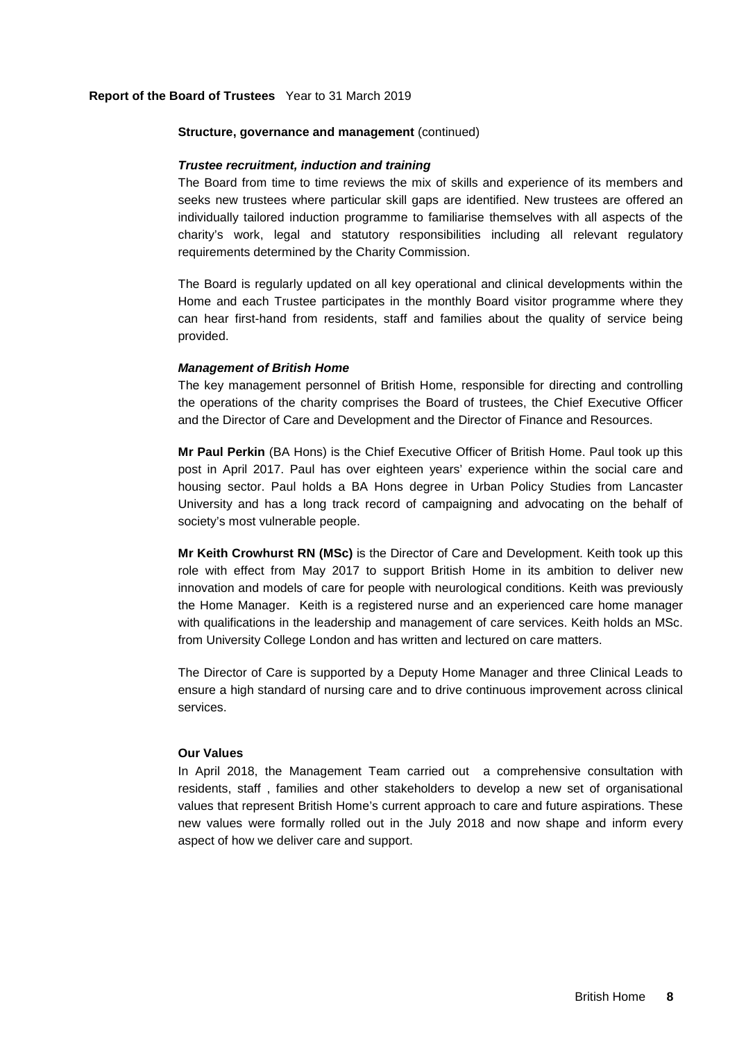**Structure, governance and management** (continued)

***Trustee recruitment, induction and training***

The Board from time to time reviews the mix of skills and experience of its members and seeks new trustees where particular skill gaps are identified. New trustees are offered an individually tailored induction programme to familiarise themselves with all aspects of the charity's work, legal and statutory responsibilities including all relevant regulatory requirements determined by the Charity Commission.

The Board is regularly updated on all key operational and clinical developments within the Home and each Trustee participates in the monthly Board visitor programme where they can hear first-hand from residents, staff and families about the quality of service being provided.

***Management of British Home***

The key management personnel of British Home, responsible for directing and controlling the operations of the charity comprises the Board of trustees, the Chief Executive Officer and the Director of Care and Development and the Director of Finance and Resources.

**Mr Paul Perkin** (BA Hons) is the Chief Executive Officer of British Home. Paul took up this post in April 2017. Paul has over eighteen years' experience within the social care and housing sector. Paul holds a BA Hons degree in Urban Policy Studies from Lancaster University and has a long track record of campaigning and advocating on the behalf of society's most vulnerable people.

**Mr Keith Crowhurst RN (MSc)** is the Director of Care and Development. Keith took up this role with effect from May 2017 to support British Home in its ambition to deliver new innovation and models of care for people with neurological conditions. Keith was previously the Home Manager. Keith is a registered nurse and an experienced care home manager with qualifications in the leadership and management of care services. Keith holds an MSc. from University College London and has written and lectured on care matters.

The Director of Care is supported by a Deputy Home Manager and three Clinical Leads to ensure a high standard of nursing care and to drive continuous improvement across clinical services.

**Our Values**

In April 2018, the Management Team carried out a comprehensive consultation with residents, staff , families and other stakeholders to develop a new set of organisational values that represent British Home's current approach to care and future aspirations. These new values were formally rolled out in the July 2018 and now shape and inform every aspect of how we deliver care and support.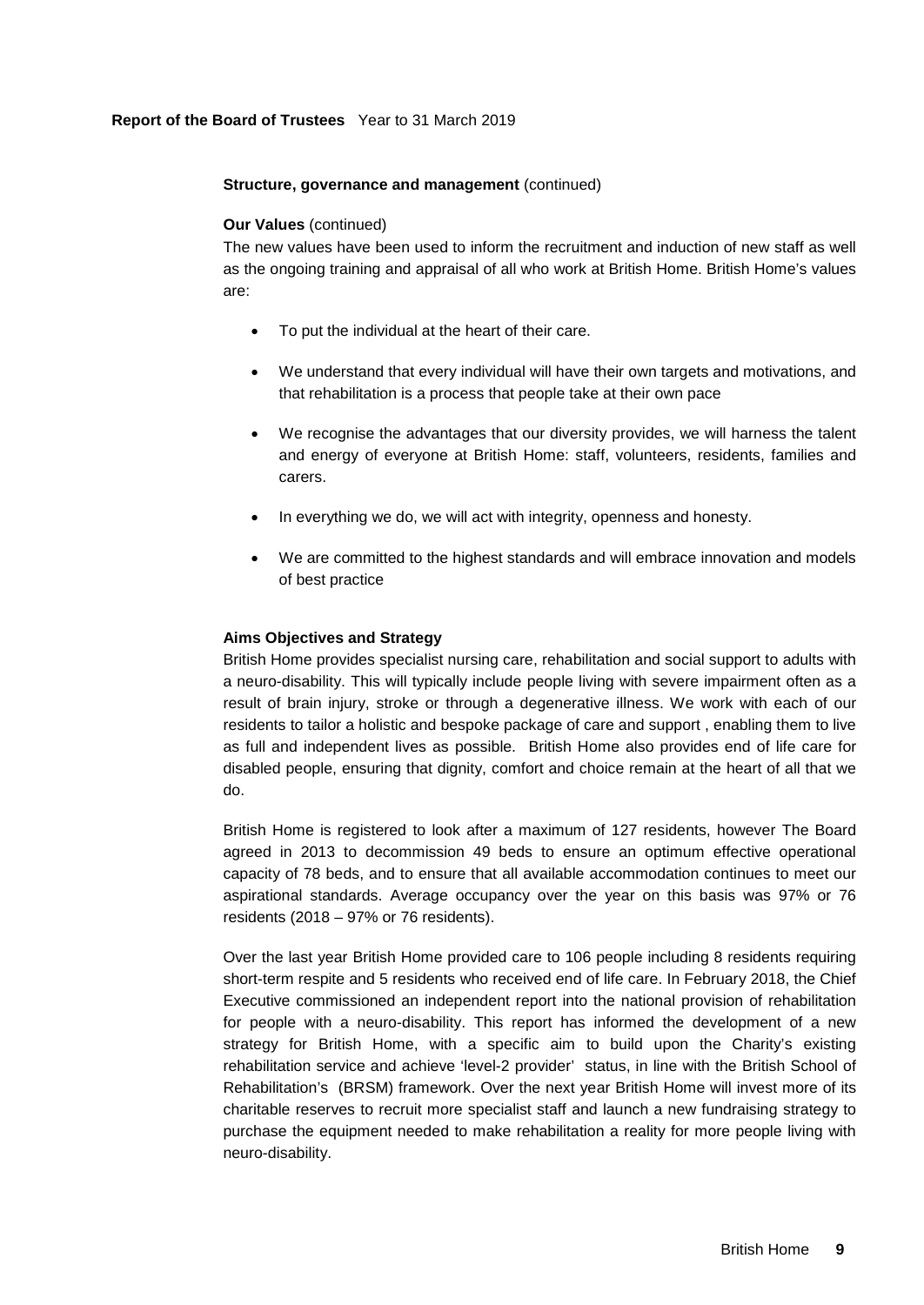**Structure, governance and management** (continued)

**Our Values** (continued)

The new values have been used to inform the recruitment and induction of new staff as well as the ongoing training and appraisal of all who work at British Home. British Home's values are:

- To put the individual at the heart of their care.
- We understand that every individual will have their own targets and motivations, and that rehabilitation is a process that people take at their own pace
- We recognise the advantages that our diversity provides, we will harness the talent and energy of everyone at British Home: staff, volunteers, residents, families and carers.
- In everything we do, we will act with integrity, openness and honesty.
- We are committed to the highest standards and will embrace innovation and models of best practice

**Aims Objectives and Strategy**

British Home provides specialist nursing care, rehabilitation and social support to adults with a neuro-disability. This will typically include people living with severe impairment often as a result of brain injury, stroke or through a degenerative illness. We work with each of our residents to tailor a holistic and bespoke package of care and support , enabling them to live as full and independent lives as possible. British Home also provides end of life care for disabled people, ensuring that dignity, comfort and choice remain at the heart of all that we do.

British Home is registered to look after a maximum of 127 residents, however The Board agreed in 2013 to decommission 49 beds to ensure an optimum effective operational capacity of 78 beds, and to ensure that all available accommodation continues to meet our aspirational standards. Average occupancy over the year on this basis was 97% or 76 residents (2018 – 97% or 76 residents).

Over the last year British Home provided care to 106 people including 8 residents requiring short-term respite and 5 residents who received end of life care. In February 2018, the Chief Executive commissioned an independent report into the national provision of rehabilitation for people with a neuro-disability. This report has informed the development of a new strategy for British Home, with a specific aim to build upon the Charity's existing rehabilitation service and achieve 'level-2 provider' status, in line with the British School of Rehabilitation's (BRSM) framework. Over the next year British Home will invest more of its charitable reserves to recruit more specialist staff and launch a new fundraising strategy to purchase the equipment needed to make rehabilitation a reality for more people living with neuro-disability.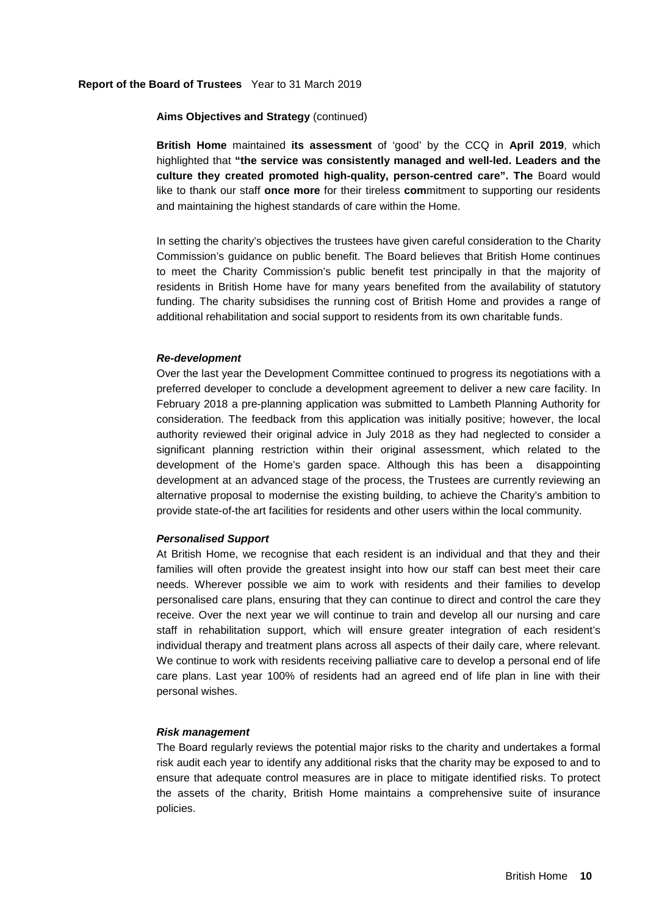**Report of the Board of Trustees** Year to 31 March 2019

**Aims Objectives and Strategy** (continued)

**British Home** maintained **its assessment** of 'good' by the CCQ in **April 2019**, which highlighted that **"the service was consistently managed and well-led. Leaders and the culture they created promoted high-quality, person-centred care". The** Board would like to thank our staff **once more** for their tireless **com**mitment to supporting our residents and maintaining the highest standards of care within the Home.

In setting the charity's objectives the trustees have given careful consideration to the Charity Commission's guidance on public benefit. The Board believes that British Home continues to meet the Charity Commission's public benefit test principally in that the majority of residents in British Home have for many years benefited from the availability of statutory funding. The charity subsidises the running cost of British Home and provides a range of additional rehabilitation and social support to residents from its own charitable funds.

***Re-development***

Over the last year the Development Committee continued to progress its negotiations with a preferred developer to conclude a development agreement to deliver a new care facility. In February 2018 a pre-planning application was submitted to Lambeth Planning Authority for consideration. The feedback from this application was initially positive; however, the local authority reviewed their original advice in July 2018 as they had neglected to consider a significant planning restriction within their original assessment, which related to the development of the Home's garden space. Although this has been a disappointing development at an advanced stage of the process, the Trustees are currently reviewing an alternative proposal to modernise the existing building, to achieve the Charity's ambition to provide state-of-the art facilities for residents and other users within the local community.

***Personalised Support***

At British Home, we recognise that each resident is an individual and that they and their families will often provide the greatest insight into how our staff can best meet their care needs. Wherever possible we aim to work with residents and their families to develop personalised care plans, ensuring that they can continue to direct and control the care they receive. Over the next year we will continue to train and develop all our nursing and care staff in rehabilitation support, which will ensure greater integration of each resident's individual therapy and treatment plans across all aspects of their daily care, where relevant. We continue to work with residents receiving palliative care to develop a personal end of life care plans. Last year 100% of residents had an agreed end of life plan in line with their personal wishes.

***Risk management***

The Board regularly reviews the potential major risks to the charity and undertakes a formal risk audit each year to identify any additional risks that the charity may be exposed to and to ensure that adequate control measures are in place to mitigate identified risks. To protect the assets of the charity, British Home maintains a comprehensive suite of insurance policies.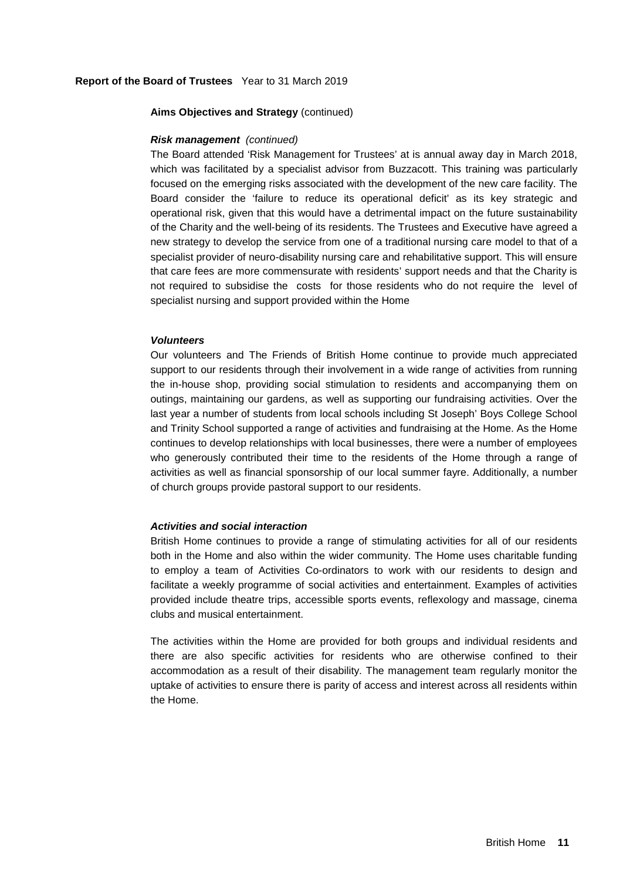**Report of the Board of Trustees** Year to 31 March 2019

**Aims Objectives and Strategy** (continued)

***Risk management*** *(continued)*

The Board attended 'Risk Management for Trustees' at is annual away day in March 2018, which was facilitated by a specialist advisor from Buzzacott. This training was particularly focused on the emerging risks associated with the development of the new care facility. The Board consider the 'failure to reduce its operational deficit' as its key strategic and operational risk, given that this would have a detrimental impact on the future sustainability of the Charity and the well-being of its residents. The Trustees and Executive have agreed a new strategy to develop the service from one of a traditional nursing care model to that of a specialist provider of neuro-disability nursing care and rehabilitative support. This will ensure that care fees are more commensurate with residents' support needs and that the Charity is not required to subsidise the costs for those residents who do not require the level of specialist nursing and support provided within the Home

***Volunteers***

Our volunteers and The Friends of British Home continue to provide much appreciated support to our residents through their involvement in a wide range of activities from running the in-house shop, providing social stimulation to residents and accompanying them on outings, maintaining our gardens, as well as supporting our fundraising activities. Over the last year a number of students from local schools including St Joseph' Boys College School and Trinity School supported a range of activities and fundraising at the Home. As the Home continues to develop relationships with local businesses, there were a number of employees who generously contributed their time to the residents of the Home through a range of activities as well as financial sponsorship of our local summer fayre. Additionally, a number of church groups provide pastoral support to our residents.

***Activities and social interaction***

British Home continues to provide a range of stimulating activities for all of our residents both in the Home and also within the wider community. The Home uses charitable funding to employ a team of Activities Co-ordinators to work with our residents to design and facilitate a weekly programme of social activities and entertainment. Examples of activities provided include theatre trips, accessible sports events, reflexology and massage, cinema clubs and musical entertainment.

The activities within the Home are provided for both groups and individual residents and there are also specific activities for residents who are otherwise confined to their accommodation as a result of their disability. The management team regularly monitor the uptake of activities to ensure there is parity of access and interest across all residents within the Home.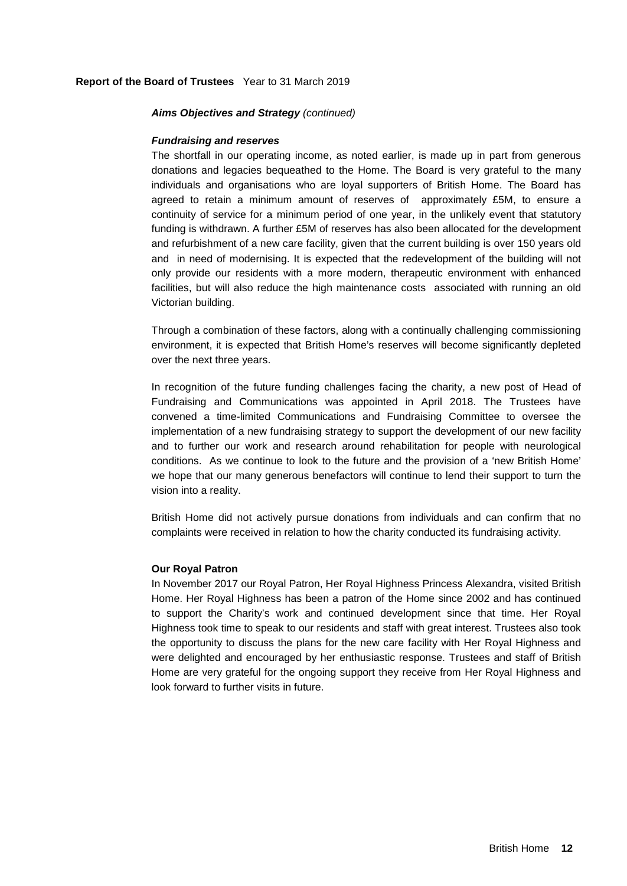### *Aims Objectives and Strategy (continued)*

***Fundraising and reserves***

The shortfall in our operating income, as noted earlier, is made up in part from generous donations and legacies bequeathed to the Home. The Board is very grateful to the many individuals and organisations who are loyal supporters of British Home. The Board has agreed to retain a minimum amount of reserves of approximately £5M, to ensure a continuity of service for a minimum period of one year, in the unlikely event that statutory funding is withdrawn. A further £5M of reserves has also been allocated for the development and refurbishment of a new care facility, given that the current building is over 150 years old and in need of modernising. It is expected that the redevelopment of the building will not only provide our residents with a more modern, therapeutic environment with enhanced facilities, but will also reduce the high maintenance costs associated with running an old Victorian building.

Through a combination of these factors, along with a continually challenging commissioning environment, it is expected that British Home's reserves will become significantly depleted over the next three years.

In recognition of the future funding challenges facing the charity, a new post of Head of Fundraising and Communications was appointed in April 2018. The Trustees have convened a time-limited Communications and Fundraising Committee to oversee the implementation of a new fundraising strategy to support the development of our new facility and to further our work and research around rehabilitation for people with neurological conditions. As we continue to look to the future and the provision of a 'new British Home' we hope that our many generous benefactors will continue to lend their support to turn the vision into a reality.

British Home did not actively pursue donations from individuals and can confirm that no complaints were received in relation to how the charity conducted its fundraising activity.

**Our Royal Patron**

In November 2017 our Royal Patron, Her Royal Highness Princess Alexandra, visited British Home. Her Royal Highness has been a patron of the Home since 2002 and has continued to support the Charity's work and continued development since that time. Her Royal Highness took time to speak to our residents and staff with great interest. Trustees also took the opportunity to discuss the plans for the new care facility with Her Royal Highness and were delighted and encouraged by her enthusiastic response. Trustees and staff of British Home are very grateful for the ongoing support they receive from Her Royal Highness and look forward to further visits in future.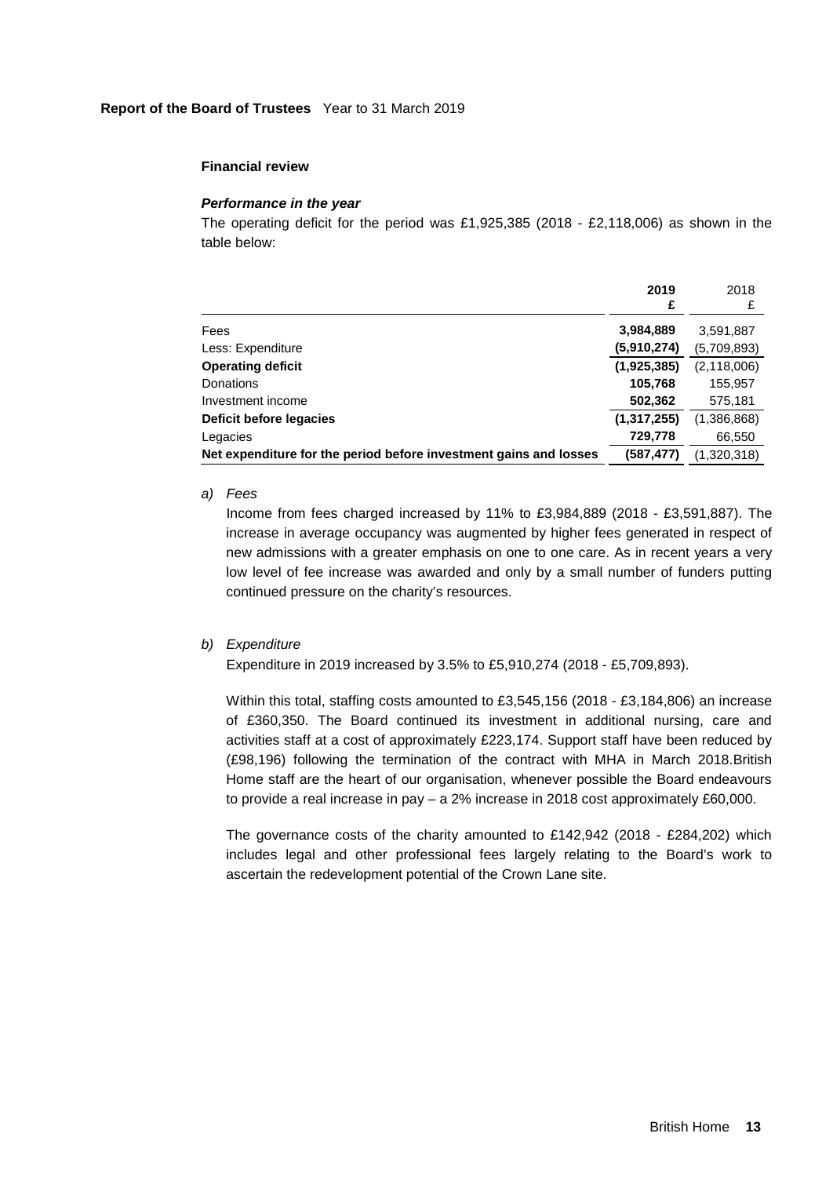**Report of the Board of Trustees** Year to 31 March 2019

### Financial review

***Performance in the year***

The operating deficit for the period was £1,925,385 (2018 - £2,118,006) as shown in the table below:

| | **2019** **£** | 2018 £ |
|---|---|---|
| Fees | **3,984,889** | 3,591,887 |
| Less: Expenditure | **(5,910,274)** | (5,709,893) |
| **Operating deficit** | **(1,925,385)** | (2,118,006) |
| Donations | **105,768** | 155,957 |
| Investment income | **502,362** | 575,181 |
| **Deficit before legacies** | **(1,317,255)** | (1,386,868) |
| Legacies | **729,778** | 66,550 |
| **Net expenditure for the period before investment gains and losses** | **(587,477)** | (1,320,318) |

*a) Fees*

Income from fees charged increased by 11% to £3,984,889 (2018 - £3,591,887). The increase in average occupancy was augmented by higher fees generated in respect of new admissions with a greater emphasis on one to one care. As in recent years a very low level of fee increase was awarded and only by a small number of funders putting continued pressure on the charity's resources.

*b) Expenditure*

Expenditure in 2019 increased by 3.5% to £5,910,274 (2018 - £5,709,893).

Within this total, staffing costs amounted to £3,545,156 (2018 - £3,184,806) an increase of £360,350. The Board continued its investment in additional nursing, care and activities staff at a cost of approximately £223,174. Support staff have been reduced by (£98,196) following the termination of the contract with MHA in March 2018.British Home staff are the heart of our organisation, whenever possible the Board endeavours to provide a real increase in pay – a 2% increase in 2018 cost approximately £60,000.

The governance costs of the charity amounted to £142,942 (2018 - £284,202) which includes legal and other professional fees largely relating to the Board's work to ascertain the redevelopment potential of the Crown Lane site.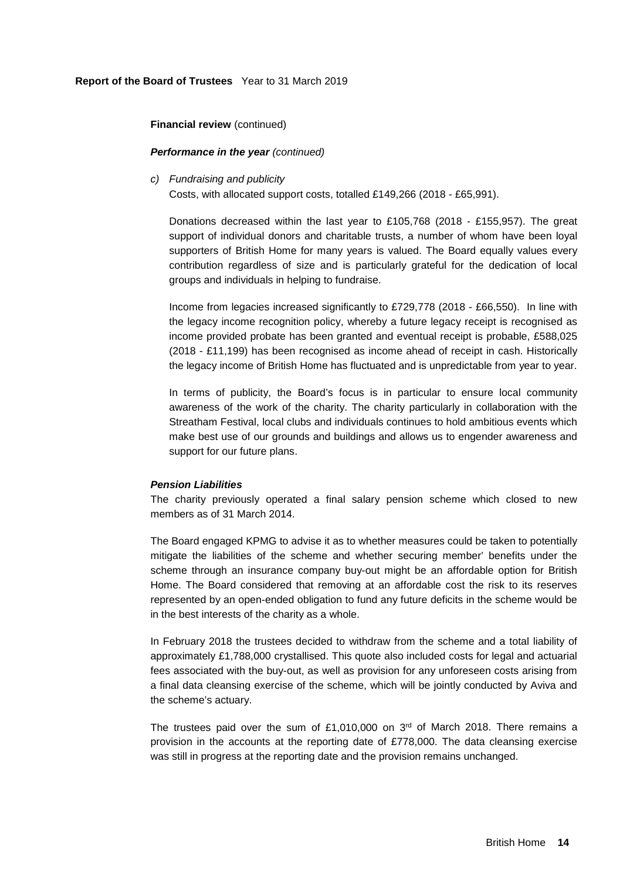**Financial review** (continued)

***Performance in the year*** *(continued)*

*c) Fundraising and publicity*

Costs, with allocated support costs, totalled £149,266 (2018 - £65,991).

Donations decreased within the last year to £105,768 (2018 - £155,957). The great support of individual donors and charitable trusts, a number of whom have been loyal supporters of British Home for many years is valued. The Board equally values every contribution regardless of size and is particularly grateful for the dedication of local groups and individuals in helping to fundraise.

Income from legacies increased significantly to £729,778 (2018 - £66,550). In line with the legacy income recognition policy, whereby a future legacy receipt is recognised as income provided probate has been granted and eventual receipt is probable, £588,025 (2018 - £11,199) has been recognised as income ahead of receipt in cash. Historically the legacy income of British Home has fluctuated and is unpredictable from year to year.

In terms of publicity, the Board's focus is in particular to ensure local community awareness of the work of the charity. The charity particularly in collaboration with the Streatham Festival, local clubs and individuals continues to hold ambitious events which make best use of our grounds and buildings and allows us to engender awareness and support for our future plans.

***Pension Liabilities***

The charity previously operated a final salary pension scheme which closed to new members as of 31 March 2014.

The Board engaged KPMG to advise it as to whether measures could be taken to potentially mitigate the liabilities of the scheme and whether securing member' benefits under the scheme through an insurance company buy-out might be an affordable option for British Home. The Board considered that removing at an affordable cost the risk to its reserves represented by an open-ended obligation to fund any future deficits in the scheme would be in the best interests of the charity as a whole.

In February 2018 the trustees decided to withdraw from the scheme and a total liability of approximately £1,788,000 crystallised. This quote also included costs for legal and actuarial fees associated with the buy-out, as well as provision for any unforeseen costs arising from a final data cleansing exercise of the scheme, which will be jointly conducted by Aviva and the scheme's actuary.

The trustees paid over the sum of £1,010,000 on 3rd of March 2018. There remains a provision in the accounts at the reporting date of £778,000. The data cleansing exercise was still in progress at the reporting date and the provision remains unchanged.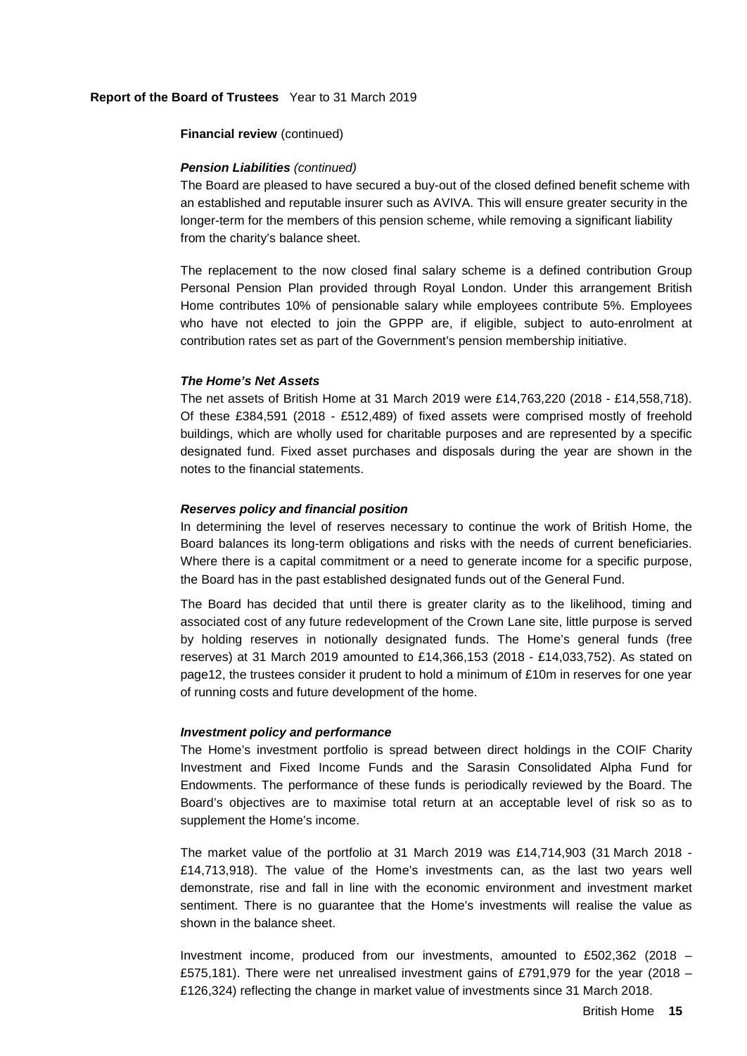**Financial review** (continued)

***Pension Liabilities*** *(continued)*

The Board are pleased to have secured a buy-out of the closed defined benefit scheme with an established and reputable insurer such as AVIVA. This will ensure greater security in the longer-term for the members of this pension scheme, while removing a significant liability from the charity's balance sheet.

The replacement to the now closed final salary scheme is a defined contribution Group Personal Pension Plan provided through Royal London. Under this arrangement British Home contributes 10% of pensionable salary while employees contribute 5%. Employees who have not elected to join the GPPP are, if eligible, subject to auto-enrolment at contribution rates set as part of the Government's pension membership initiative.

***The Home's Net Assets***

The net assets of British Home at 31 March 2019 were £14,763,220 (2018 - £14,558,718). Of these £384,591 (2018 - £512,489) of fixed assets were comprised mostly of freehold buildings, which are wholly used for charitable purposes and are represented by a specific designated fund. Fixed asset purchases and disposals during the year are shown in the notes to the financial statements.

***Reserves policy and financial position***

In determining the level of reserves necessary to continue the work of British Home, the Board balances its long-term obligations and risks with the needs of current beneficiaries. Where there is a capital commitment or a need to generate income for a specific purpose, the Board has in the past established designated funds out of the General Fund.

The Board has decided that until there is greater clarity as to the likelihood, timing and associated cost of any future redevelopment of the Crown Lane site, little purpose is served by holding reserves in notionally designated funds. The Home's general funds (free reserves) at 31 March 2019 amounted to £14,366,153 (2018 - £14,033,752). As stated on page12, the trustees consider it prudent to hold a minimum of £10m in reserves for one year of running costs and future development of the home.

***Investment policy and performance***

The Home's investment portfolio is spread between direct holdings in the COIF Charity Investment and Fixed Income Funds and the Sarasin Consolidated Alpha Fund for Endowments. The performance of these funds is periodically reviewed by the Board. The Board's objectives are to maximise total return at an acceptable level of risk so as to supplement the Home's income.

The market value of the portfolio at 31 March 2019 was £14,714,903 (31 March 2018 - £14,713,918). The value of the Home's investments can, as the last two years well demonstrate, rise and fall in line with the economic environment and investment market sentiment. There is no guarantee that the Home's investments will realise the value as shown in the balance sheet.

Investment income, produced from our investments, amounted to £502,362 (2018 – £575,181). There were net unrealised investment gains of £791,979 for the year (2018 – £126,324) reflecting the change in market value of investments since 31 March 2018.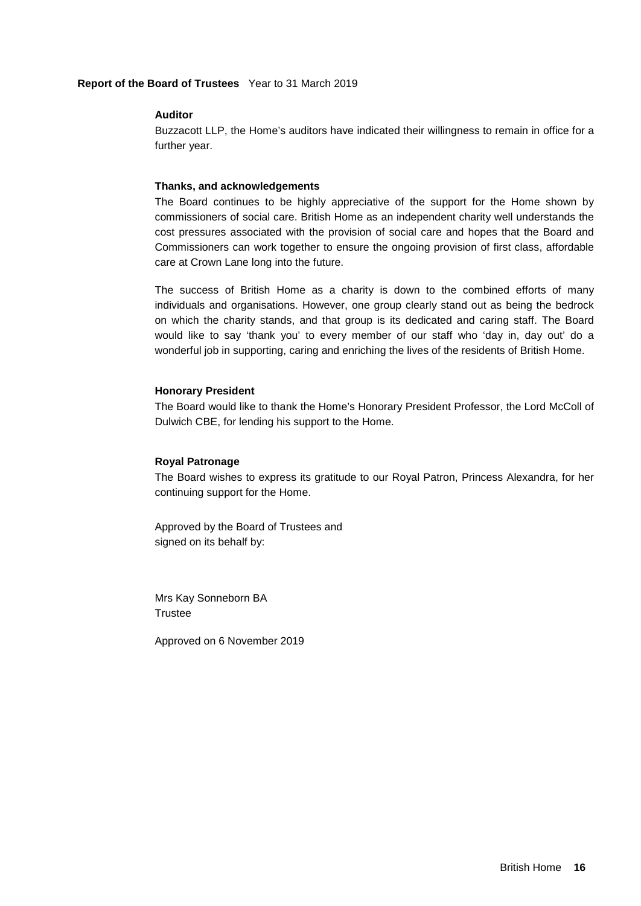### Auditor

Buzzacott LLP, the Home's auditors have indicated their willingness to remain in office for a further year.

### Thanks, and acknowledgements

The Board continues to be highly appreciative of the support for the Home shown by commissioners of social care. British Home as an independent charity well understands the cost pressures associated with the provision of social care and hopes that the Board and Commissioners can work together to ensure the ongoing provision of first class, affordable care at Crown Lane long into the future.

The success of British Home as a charity is down to the combined efforts of many individuals and organisations. However, one group clearly stand out as being the bedrock on which the charity stands, and that group is its dedicated and caring staff. The Board would like to say 'thank you' to every member of our staff who 'day in, day out' do a wonderful job in supporting, caring and enriching the lives of the residents of British Home.

### Honorary President

The Board would like to thank the Home's Honorary President Professor, the Lord McColl of Dulwich CBE, for lending his support to the Home.

### Royal Patronage

The Board wishes to express its gratitude to our Royal Patron, Princess Alexandra, for her continuing support for the Home.

Approved by the Board of Trustees and
signed on its behalf by:

Mrs Kay Sonneborn BA
Trustee

Approved on 6 November 2019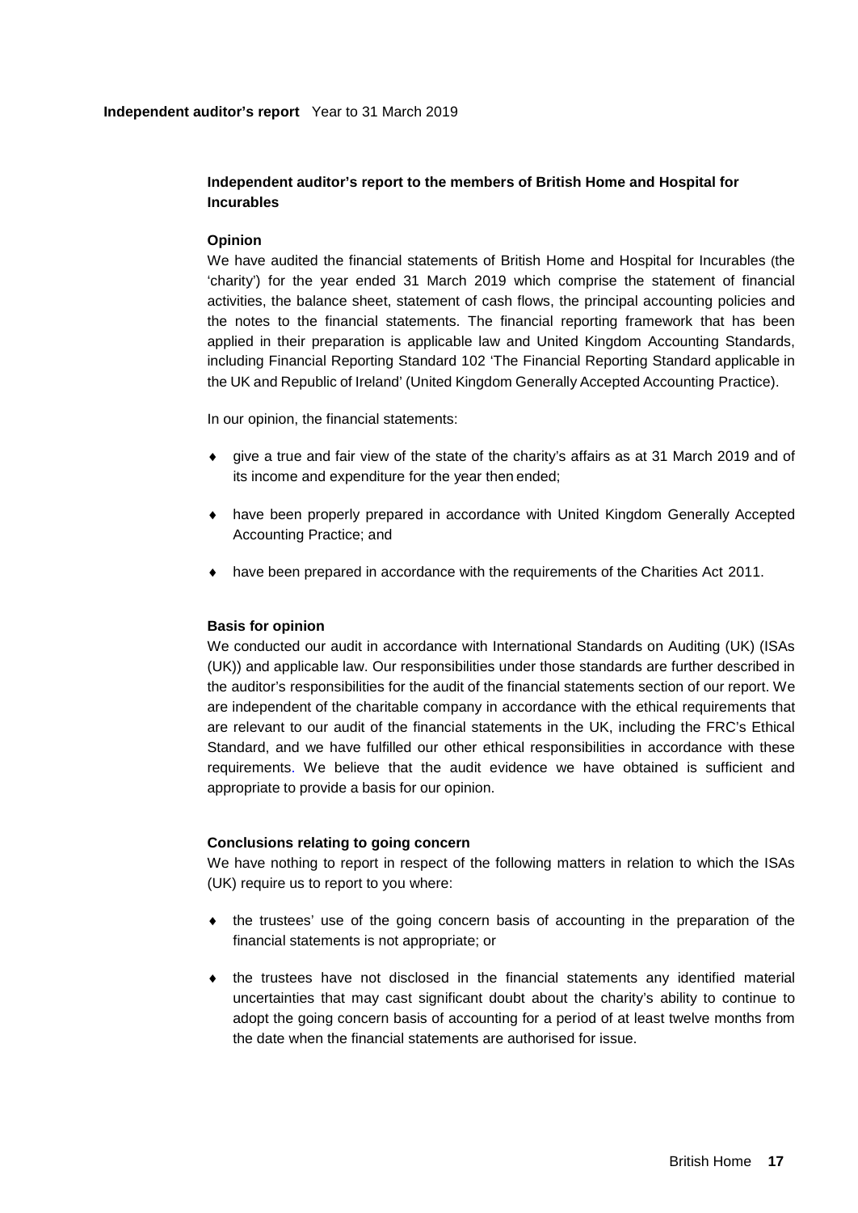## Independent auditor's report to the members of British Home and Hospital for Incurables

### Opinion

We have audited the financial statements of British Home and Hospital for Incurables (the 'charity') for the year ended 31 March 2019 which comprise the statement of financial activities, the balance sheet, statement of cash flows, the principal accounting policies and the notes to the financial statements. The financial reporting framework that has been applied in their preparation is applicable law and United Kingdom Accounting Standards, including Financial Reporting Standard 102 'The Financial Reporting Standard applicable in the UK and Republic of Ireland' (United Kingdom Generally Accepted Accounting Practice).

In our opinion, the financial statements:

- give a true and fair view of the state of the charity's affairs as at 31 March 2019 and of its income and expenditure for the year then ended;
- have been properly prepared in accordance with United Kingdom Generally Accepted Accounting Practice; and
- have been prepared in accordance with the requirements of the Charities Act 2011.

### Basis for opinion

We conducted our audit in accordance with International Standards on Auditing (UK) (ISAs (UK)) and applicable law. Our responsibilities under those standards are further described in the auditor's responsibilities for the audit of the financial statements section of our report. We are independent of the charitable company in accordance with the ethical requirements that are relevant to our audit of the financial statements in the UK, including the FRC's Ethical Standard, and we have fulfilled our other ethical responsibilities in accordance with these requirements. We believe that the audit evidence we have obtained is sufficient and appropriate to provide a basis for our opinion.

### Conclusions relating to going concern

We have nothing to report in respect of the following matters in relation to which the ISAs (UK) require us to report to you where:

- the trustees' use of the going concern basis of accounting in the preparation of the financial statements is not appropriate; or
- the trustees have not disclosed in the financial statements any identified material uncertainties that may cast significant doubt about the charity's ability to continue to adopt the going concern basis of accounting for a period of at least twelve months from the date when the financial statements are authorised for issue.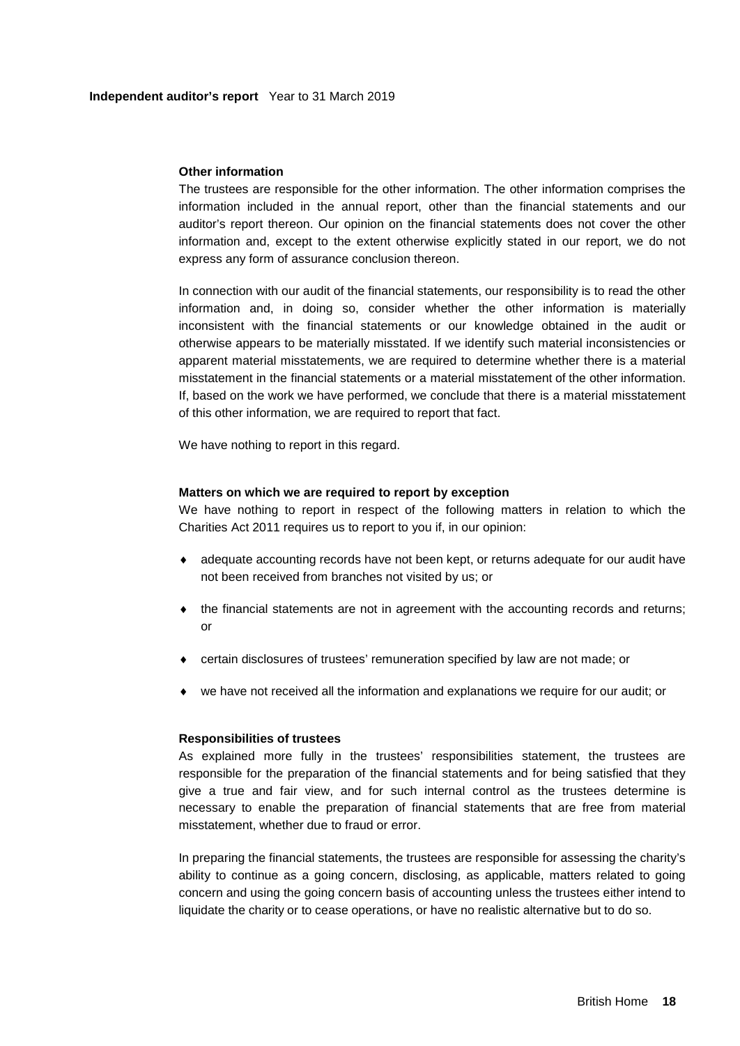**Other information**

The trustees are responsible for the other information. The other information comprises the information included in the annual report, other than the financial statements and our auditor's report thereon. Our opinion on the financial statements does not cover the other information and, except to the extent otherwise explicitly stated in our report, we do not express any form of assurance conclusion thereon.

In connection with our audit of the financial statements, our responsibility is to read the other information and, in doing so, consider whether the other information is materially inconsistent with the financial statements or our knowledge obtained in the audit or otherwise appears to be materially misstated. If we identify such material inconsistencies or apparent material misstatements, we are required to determine whether there is a material misstatement in the financial statements or a material misstatement of the other information. If, based on the work we have performed, we conclude that there is a material misstatement of this other information, we are required to report that fact.

We have nothing to report in this regard.

**Matters on which we are required to report by exception**

We have nothing to report in respect of the following matters in relation to which the Charities Act 2011 requires us to report to you if, in our opinion:

- adequate accounting records have not been kept, or returns adequate for our audit have not been received from branches not visited by us; or
- the financial statements are not in agreement with the accounting records and returns; or
- certain disclosures of trustees' remuneration specified by law are not made; or
- we have not received all the information and explanations we require for our audit; or

**Responsibilities of trustees**

As explained more fully in the trustees' responsibilities statement, the trustees are responsible for the preparation of the financial statements and for being satisfied that they give a true and fair view, and for such internal control as the trustees determine is necessary to enable the preparation of financial statements that are free from material misstatement, whether due to fraud or error.

In preparing the financial statements, the trustees are responsible for assessing the charity's ability to continue as a going concern, disclosing, as applicable, matters related to going concern and using the going concern basis of accounting unless the trustees either intend to liquidate the charity or to cease operations, or have no realistic alternative but to do so.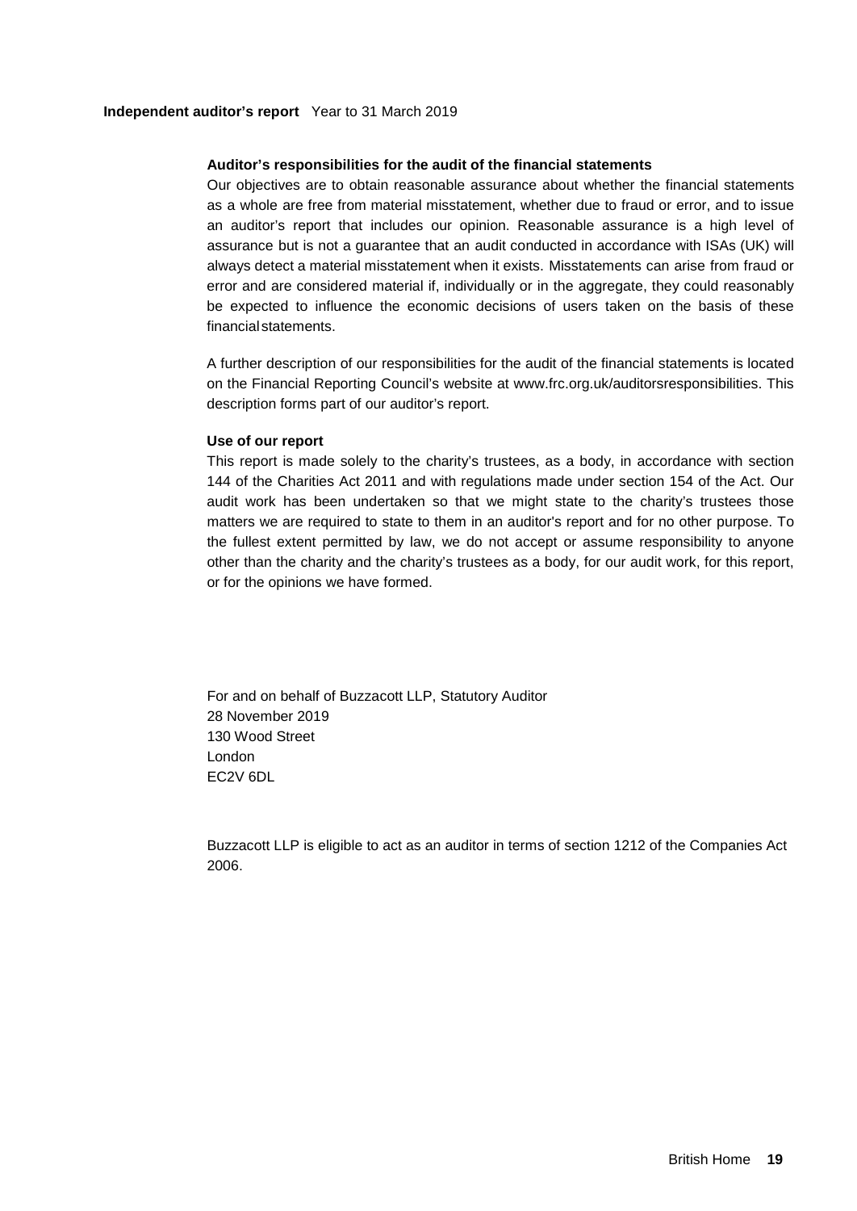**Independent auditor's report** Year to 31 March 2019

**Auditor's responsibilities for the audit of the financial statements**

Our objectives are to obtain reasonable assurance about whether the financial statements as a whole are free from material misstatement, whether due to fraud or error, and to issue an auditor's report that includes our opinion. Reasonable assurance is a high level of assurance but is not a guarantee that an audit conducted in accordance with ISAs (UK) will always detect a material misstatement when it exists. Misstatements can arise from fraud or error and are considered material if, individually or in the aggregate, they could reasonably be expected to influence the economic decisions of users taken on the basis of these financial statements.

A further description of our responsibilities for the audit of the financial statements is located on the Financial Reporting Council's website at www.frc.org.uk/auditorsresponsibilities. This description forms part of our auditor's report.

**Use of our report**

This report is made solely to the charity's trustees, as a body, in accordance with section 144 of the Charities Act 2011 and with regulations made under section 154 of the Act. Our audit work has been undertaken so that we might state to the charity's trustees those matters we are required to state to them in an auditor's report and for no other purpose. To the fullest extent permitted by law, we do not accept or assume responsibility to anyone other than the charity and the charity's trustees as a body, for our audit work, for this report, or for the opinions we have formed.

For and on behalf of Buzzacott LLP, Statutory Auditor
28 November 2019
130 Wood Street
London
EC2V 6DL

Buzzacott LLP is eligible to act as an auditor in terms of section 1212 of the Companies Act 2006.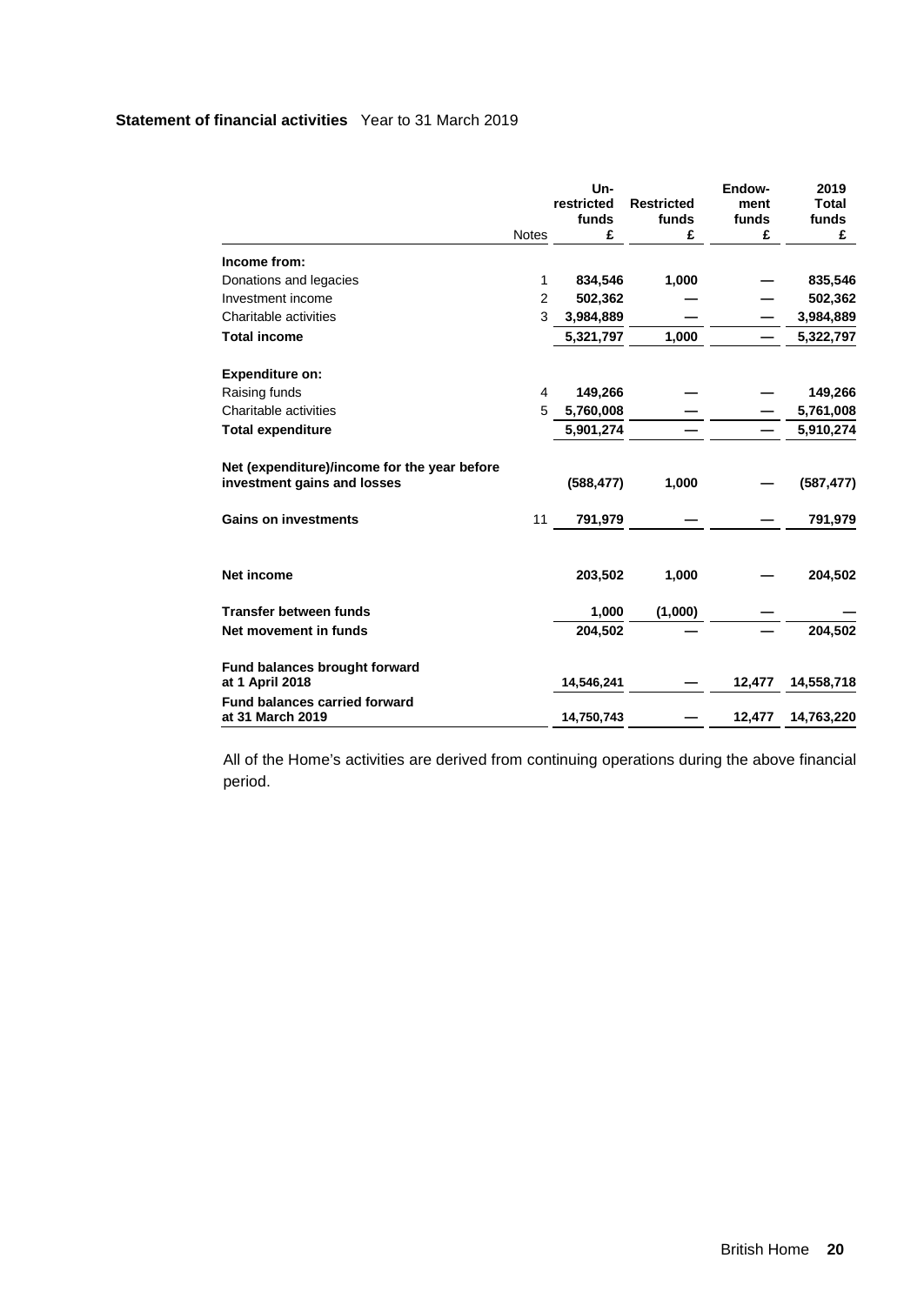**Statement of financial activities** Year to 31 March 2019

| | Notes | Un-restricted funds £ | Restricted funds £ | Endow-ment funds £ | 2019 Total funds £ |
|---|---|---|---|---|---|
| **Income from:** | | | | | |
| Donations and legacies | 1 | **834,546** | **1,000** | **—** | **835,546** |
| Investment income | 2 | **502,362** | **—** | **—** | **502,362** |
| Charitable activities | 3 | **3,984,889** | **—** | **—** | **3,984,889** |
| **Total income** | | **5,321,797** | **1,000** | **—** | **5,322,797** |
| **Expenditure on:** | | | | | |
| Raising funds | 4 | **149,266** | **—** | **—** | **149,266** |
| Charitable activities | 5 | **5,760,008** | **—** | **—** | **5,761,008** |
| **Total expenditure** | | **5,901,274** | **—** | **—** | **5,910,274** |
| **Net (expenditure)/income for the year before investment gains and losses** | | **(588,477)** | **1,000** | **—** | **(587,477)** |
| **Gains on investments** | 11 | **791,979** | **—** | **—** | **791,979** |
| **Net income** | | **203,502** | **1,000** | **—** | **204,502** |
| **Transfer between funds** | | **1,000** | **(1,000)** | **—** | **—** |
| **Net movement in funds** | | **204,502** | **—** | **—** | **204,502** |
| **Fund balances brought forward at 1 April 2018** | | **14,546,241** | **—** | **12,477** | **14,558,718** |
| **Fund balances carried forward at 31 March 2019** | | **14,750,743** | **—** | **12,477** | **14,763,220** |

All of the Home's activities are derived from continuing operations during the above financial period.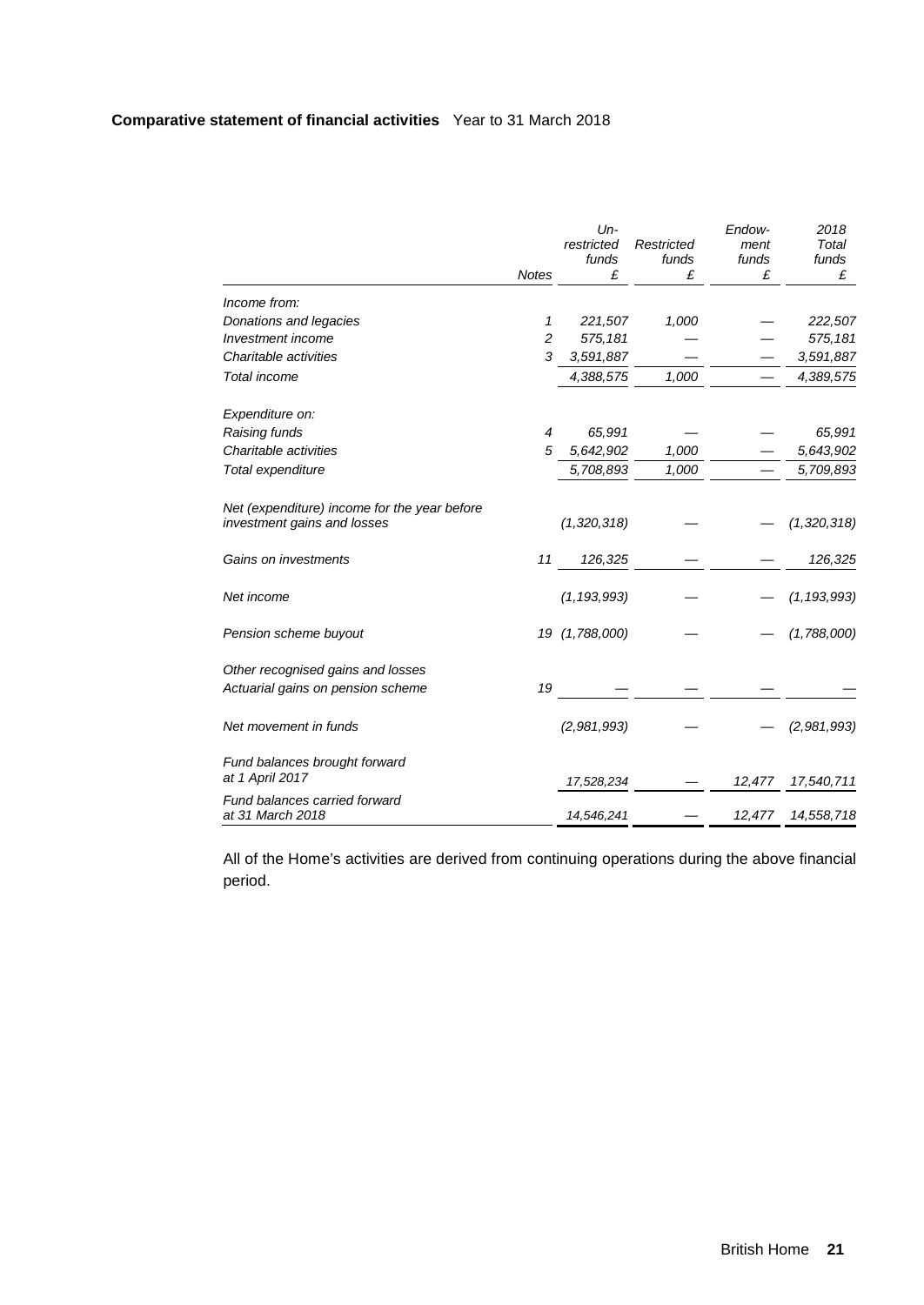**Comparative statement of financial activities** Year to 31 March 2018

| | Notes | Un-restricted funds £ | Restricted funds £ | Endow-ment funds £ | 2018 Total funds £ |
|---|---|---|---|---|---|
| *Income from:* | | | | | |
| *Donations and legacies* | *1* | *221,507* | *1,000* | *—* | *222,507* |
| *Investment income* | *2* | *575,181* | *—* | *—* | *575,181* |
| *Charitable activities* | *3* | *3,591,887* | *—* | *—* | *3,591,887* |
| *Total income* | | *4,388,575* | *1,000* | *—* | *4,389,575* |
| *Expenditure on:* | | | | | |
| *Raising funds* | *4* | *65,991* | *—* | *—* | *65,991* |
| *Charitable activities* | *5* | *5,642,902* | *1,000* | *—* | *5,643,902* |
| *Total expenditure* | | *5,708,893* | *1,000* | *—* | *5,709,893* |
| *Net (expenditure) income for the year before investment gains and losses* | | *(1,320,318)* | *—* | *—* | *(1,320,318)* |
| *Gains on investments* | *11* | *126,325* | *—* | *—* | *126,325* |
| *Net income* | | *(1,193,993)* | *—* | *—* | *(1,193,993)* |
| *Pension scheme buyout* | *19* | *(1,788,000)* | *—* | *—* | *(1,788,000)* |
| *Other recognised gains and losses* | | | | | |
| *Actuarial gains on pension scheme* | *19* | *—* | *—* | *—* | *—* |
| *Net movement in funds* | | *(2,981,993)* | *—* | *—* | *(2,981,993)* |
| *Fund balances brought forward at 1 April 2017* | | *17,528,234* | *—* | *12,477* | *17,540,711* |
| *Fund balances carried forward at 31 March 2018* | | *14,546,241* | *—* | *12,477* | *14,558,718* |

All of the Home's activities are derived from continuing operations during the above financial period.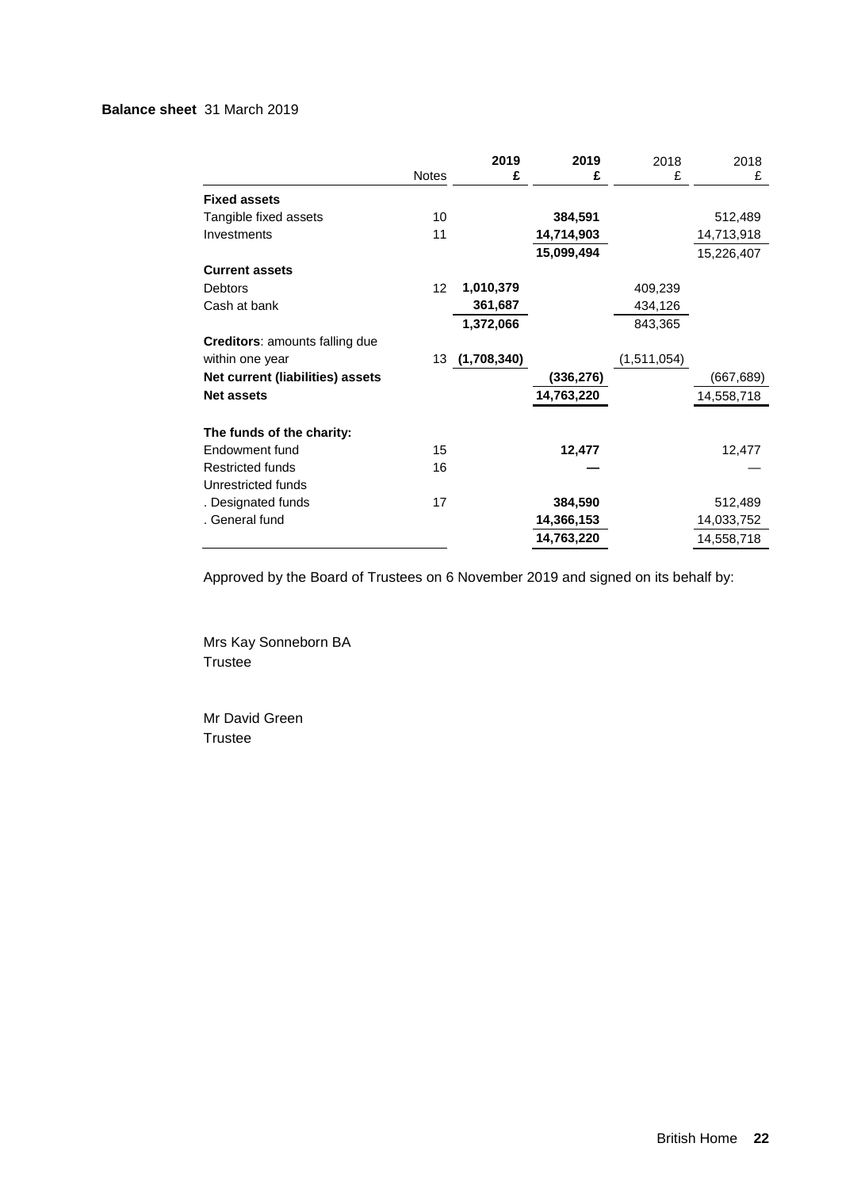**Balance sheet** 31 March 2019

| | Notes | 2019 £ | 2019 £ | 2018 £ | 2018 £ |
|---|---|---|---|---|---|
| **Fixed assets** | | | | | |
| Tangible fixed assets | 10 | | **384,591** | | 512,489 |
| Investments | 11 | | **14,714,903** | | 14,713,918 |
| | | | **15,099,494** | | 15,226,407 |
| **Current assets** | | | | | |
| Debtors | 12 | **1,010,379** | | 409,239 | |
| Cash at bank | | **361,687** | | 434,126 | |
| | | **1,372,066** | | 843,365 | |
| **Creditors**: amounts falling due within one year | 13 | **(1,708,340)** | | (1,511,054) | |
| **Net current (liabilities) assets** | | | **(336,276)** | | (667,689) |
| **Net assets** | | | **14,763,220** | | 14,558,718 |
| | | | | | |
| **The funds of the charity:** | | | | | |
| Endowment fund | 15 | | **12,477** | | 12,477 |
| Restricted funds | 16 | | **—** | | — |
| Unrestricted funds | | | | | |
| . Designated funds | 17 | | **384,590** | | 512,489 |
| . General fund | | | **14,366,153** | | 14,033,752 |
| | | | **14,763,220** | | 14,558,718 |

Approved by the Board of Trustees on 6 November 2019 and signed on its behalf by:

Mrs Kay Sonneborn BA
Trustee

Mr David Green
Trustee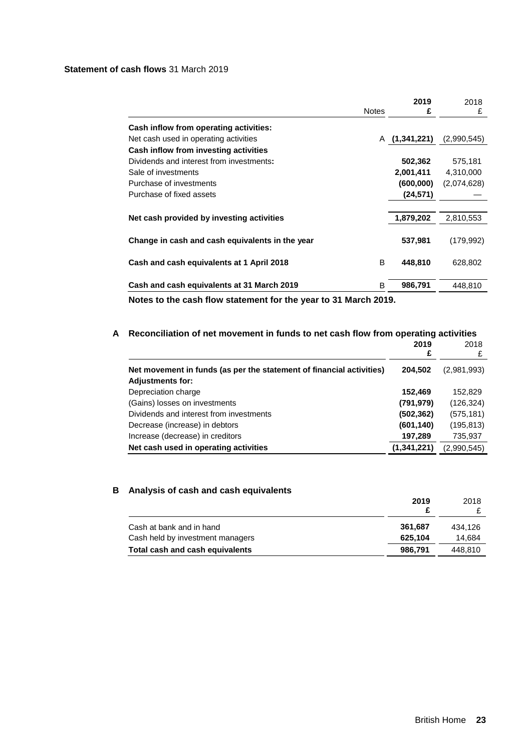**Statement of cash flows** 31 March 2019

| | Notes | **2019 £** | 2018 £ |
|---|---|---|---|
| **Cash inflow from operating activities:** | | | |
| Net cash used in operating activities | A | **(1,341,221)** | (2,990,545) |
| **Cash inflow from investing activities** | | | |
| Dividends and interest from investments**:** | | **502,362** | 575,181 |
| Sale of investments | | **2,001,411** | 4,310,000 |
| Purchase of investments | | **(600,000)** | (2,074,628) |
| Purchase of fixed assets | | **(24,571)** | — |
| **Net cash provided by investing activities** | | **1,879,202** | 2,810,553 |
| **Change in cash and cash equivalents in the year** | | **537,981** | (179,992) |
| **Cash and cash equivalents at 1 April 2018** | B | **448,810** | 628,802 |
| **Cash and cash equivalents at 31 March 2019** | B | **986,791** | 448,810 |

**Notes to the cash flow statement for the year to 31 March 2019.**

## A Reconciliation of net movement in funds to net cash flow from operating activities

| | **2019 £** | 2018 £ |
|---|---|---|
| **Net movement in funds (as per the statement of financial activities)** | **204,502** | (2,981,993) |
| **Adjustments for:** | | |
| Depreciation charge | **152,469** | 152,829 |
| (Gains) losses on investments | **(791,979)** | (126,324) |
| Dividends and interest from investments | **(502,362)** | (575,181) |
| Decrease (increase) in debtors | **(601,140)** | (195,813) |
| Increase (decrease) in creditors | **197,289** | 735,937 |
| **Net cash used in operating activities** | **(1,341,221)** | (2,990,545) |

## B Analysis of cash and cash equivalents

| | **2019 £** | 2018 £ |
|---|---|---|
| Cash at bank and in hand | **361,687** | 434,126 |
| Cash held by investment managers | **625,104** | 14,684 |
| **Total cash and cash equivalents** | **986,791** | 448,810 |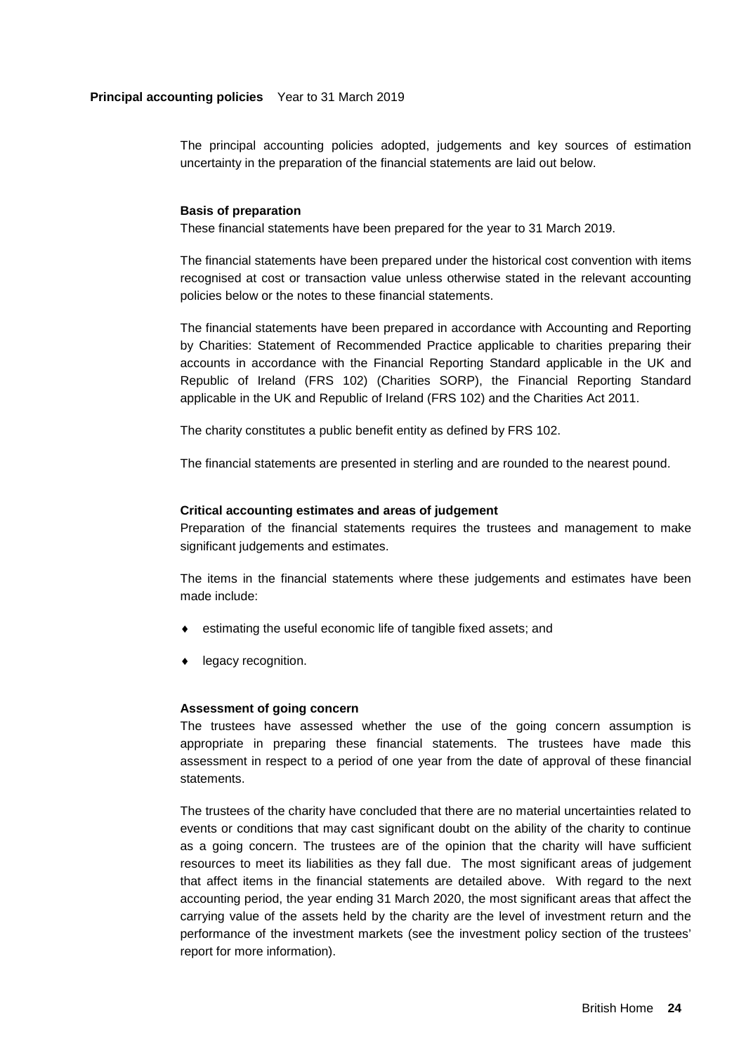## Principal accounting policies Year to 31 March 2019

The principal accounting policies adopted, judgements and key sources of estimation uncertainty in the preparation of the financial statements are laid out below.

### Basis of preparation

These financial statements have been prepared for the year to 31 March 2019.

The financial statements have been prepared under the historical cost convention with items recognised at cost or transaction value unless otherwise stated in the relevant accounting policies below or the notes to these financial statements.

The financial statements have been prepared in accordance with Accounting and Reporting by Charities: Statement of Recommended Practice applicable to charities preparing their accounts in accordance with the Financial Reporting Standard applicable in the UK and Republic of Ireland (FRS 102) (Charities SORP), the Financial Reporting Standard applicable in the UK and Republic of Ireland (FRS 102) and the Charities Act 2011.

The charity constitutes a public benefit entity as defined by FRS 102.

The financial statements are presented in sterling and are rounded to the nearest pound.

### Critical accounting estimates and areas of judgement

Preparation of the financial statements requires the trustees and management to make significant judgements and estimates.

The items in the financial statements where these judgements and estimates have been made include:

- estimating the useful economic life of tangible fixed assets; and
- legacy recognition.

### Assessment of going concern

The trustees have assessed whether the use of the going concern assumption is appropriate in preparing these financial statements. The trustees have made this assessment in respect to a period of one year from the date of approval of these financial statements.

The trustees of the charity have concluded that there are no material uncertainties related to events or conditions that may cast significant doubt on the ability of the charity to continue as a going concern. The trustees are of the opinion that the charity will have sufficient resources to meet its liabilities as they fall due. The most significant areas of judgement that affect items in the financial statements are detailed above. With regard to the next accounting period, the year ending 31 March 2020, the most significant areas that affect the carrying value of the assets held by the charity are the level of investment return and the performance of the investment markets (see the investment policy section of the trustees' report for more information).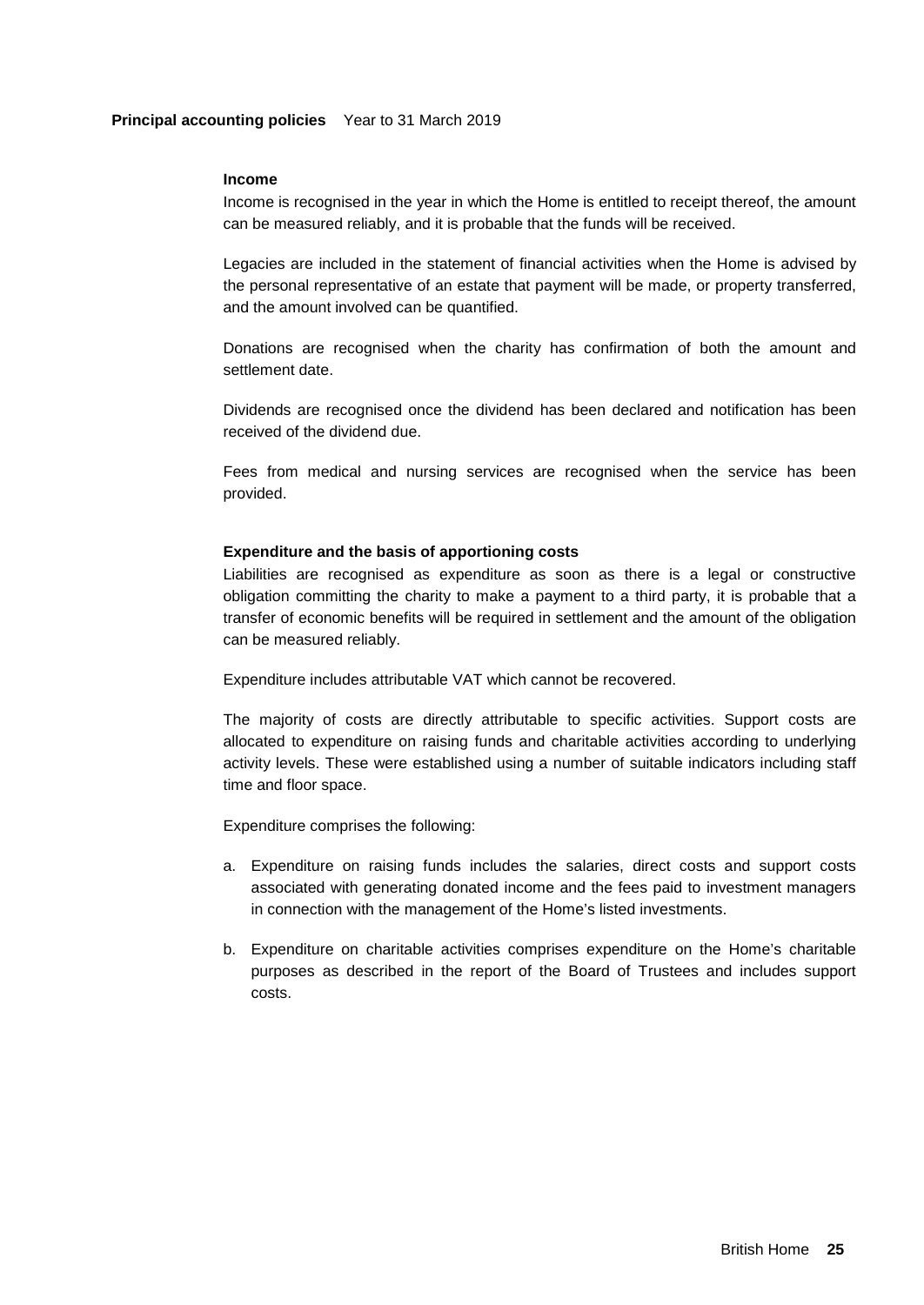**Principal accounting policies** Year to 31 March 2019

**Income**

Income is recognised in the year in which the Home is entitled to receipt thereof, the amount can be measured reliably, and it is probable that the funds will be received.

Legacies are included in the statement of financial activities when the Home is advised by the personal representative of an estate that payment will be made, or property transferred, and the amount involved can be quantified.

Donations are recognised when the charity has confirmation of both the amount and settlement date.

Dividends are recognised once the dividend has been declared and notification has been received of the dividend due.

Fees from medical and nursing services are recognised when the service has been provided.

**Expenditure and the basis of apportioning costs**

Liabilities are recognised as expenditure as soon as there is a legal or constructive obligation committing the charity to make a payment to a third party, it is probable that a transfer of economic benefits will be required in settlement and the amount of the obligation can be measured reliably.

Expenditure includes attributable VAT which cannot be recovered.

The majority of costs are directly attributable to specific activities. Support costs are allocated to expenditure on raising funds and charitable activities according to underlying activity levels. These were established using a number of suitable indicators including staff time and floor space.

Expenditure comprises the following:

a. Expenditure on raising funds includes the salaries, direct costs and support costs associated with generating donated income and the fees paid to investment managers in connection with the management of the Home's listed investments.

b. Expenditure on charitable activities comprises expenditure on the Home's charitable purposes as described in the report of the Board of Trustees and includes support costs.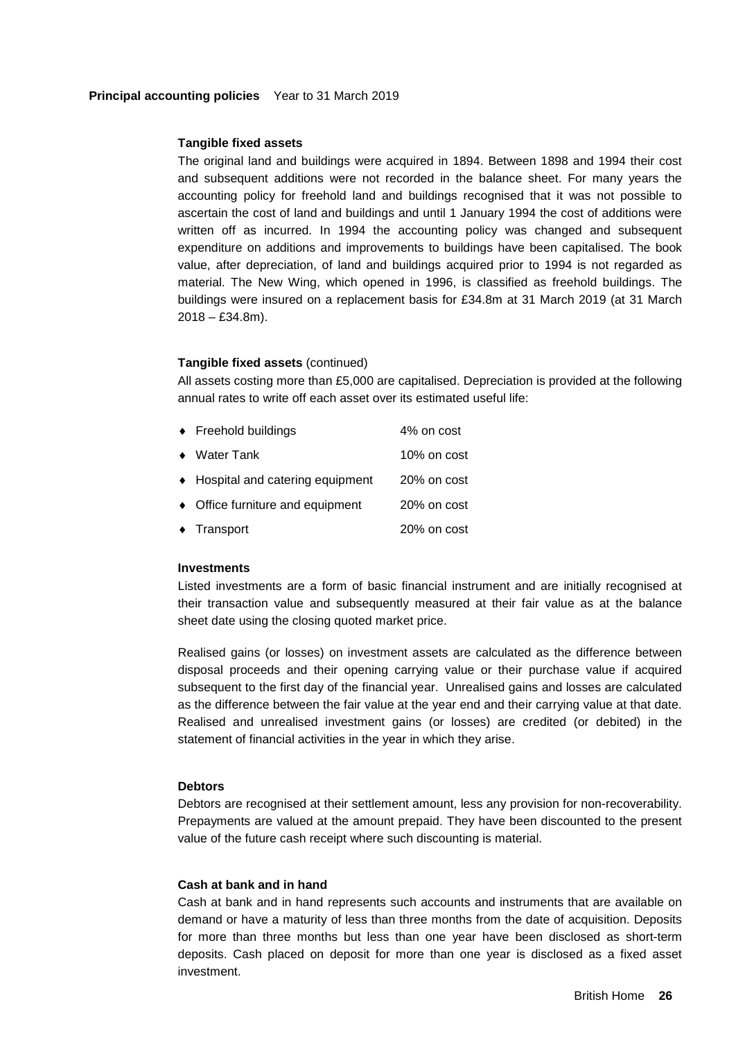**Principal accounting policies** Year to 31 March 2019

**Tangible fixed assets**

The original land and buildings were acquired in 1894. Between 1898 and 1994 their cost and subsequent additions were not recorded in the balance sheet. For many years the accounting policy for freehold land and buildings recognised that it was not possible to ascertain the cost of land and buildings and until 1 January 1994 the cost of additions were written off as incurred. In 1994 the accounting policy was changed and subsequent expenditure on additions and improvements to buildings have been capitalised. The book value, after depreciation, of land and buildings acquired prior to 1994 is not regarded as material. The New Wing, which opened in 1996, is classified as freehold buildings. The buildings were insured on a replacement basis for £34.8m at 31 March 2019 (at 31 March 2018 – £34.8m).

**Tangible fixed assets** (continued)

All assets costing more than £5,000 are capitalised. Depreciation is provided at the following annual rates to write off each asset over its estimated useful life:

- Freehold buildings — 4% on cost
- Water Tank — 10% on cost
- Hospital and catering equipment — 20% on cost
- Office furniture and equipment — 20% on cost
- Transport — 20% on cost

**Investments**

Listed investments are a form of basic financial instrument and are initially recognised at their transaction value and subsequently measured at their fair value as at the balance sheet date using the closing quoted market price.

Realised gains (or losses) on investment assets are calculated as the difference between disposal proceeds and their opening carrying value or their purchase value if acquired subsequent to the first day of the financial year. Unrealised gains and losses are calculated as the difference between the fair value at the year end and their carrying value at that date. Realised and unrealised investment gains (or losses) are credited (or debited) in the statement of financial activities in the year in which they arise.

**Debtors**

Debtors are recognised at their settlement amount, less any provision for non-recoverability. Prepayments are valued at the amount prepaid. They have been discounted to the present value of the future cash receipt where such discounting is material.

**Cash at bank and in hand**

Cash at bank and in hand represents such accounts and instruments that are available on demand or have a maturity of less than three months from the date of acquisition. Deposits for more than three months but less than one year have been disclosed as short-term deposits. Cash placed on deposit for more than one year is disclosed as a fixed asset investment.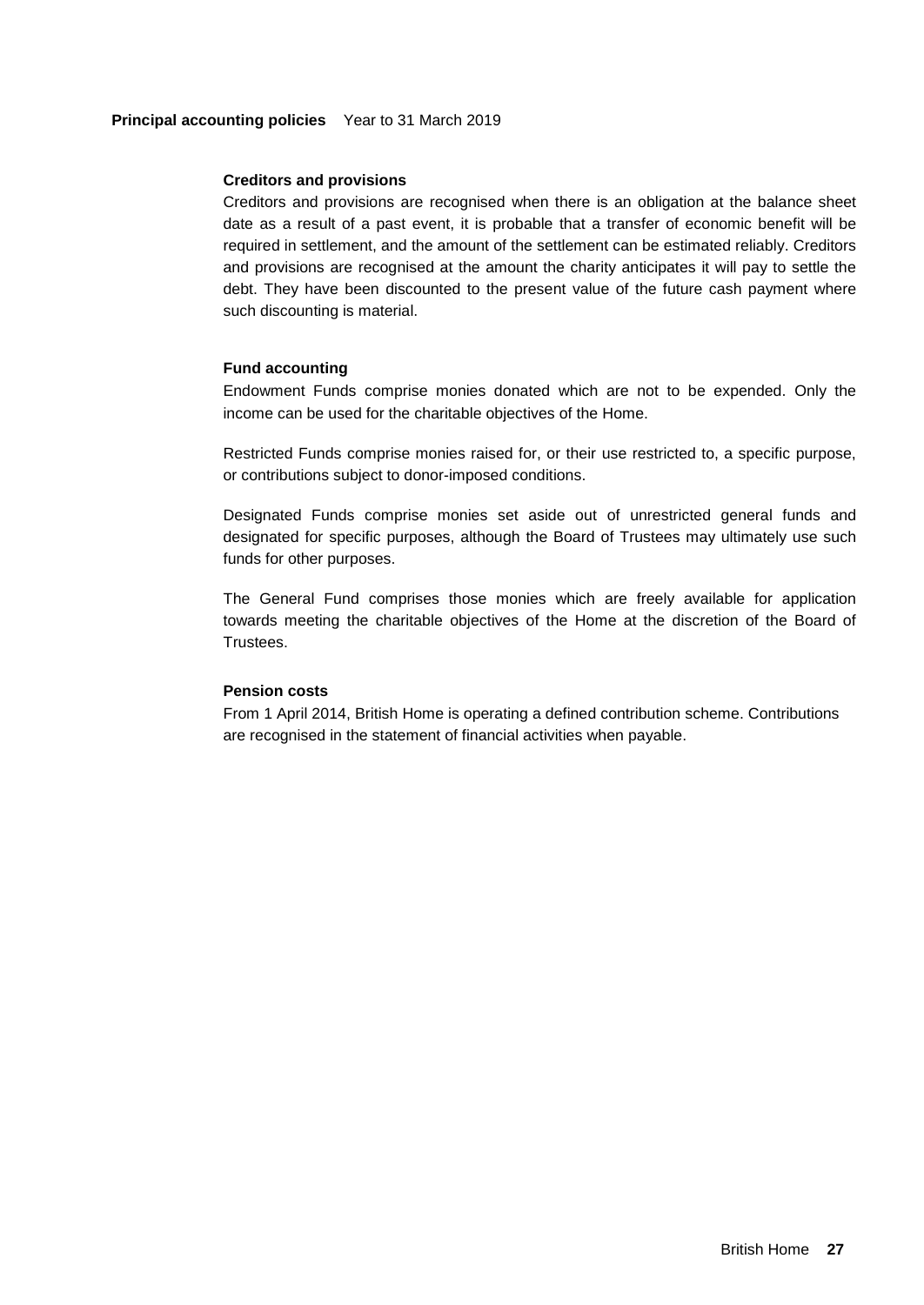**Principal accounting policies** Year to 31 March 2019

**Creditors and provisions**

Creditors and provisions are recognised when there is an obligation at the balance sheet date as a result of a past event, it is probable that a transfer of economic benefit will be required in settlement, and the amount of the settlement can be estimated reliably. Creditors and provisions are recognised at the amount the charity anticipates it will pay to settle the debt. They have been discounted to the present value of the future cash payment where such discounting is material.

**Fund accounting**

Endowment Funds comprise monies donated which are not to be expended. Only the income can be used for the charitable objectives of the Home.

Restricted Funds comprise monies raised for, or their use restricted to, a specific purpose, or contributions subject to donor-imposed conditions.

Designated Funds comprise monies set aside out of unrestricted general funds and designated for specific purposes, although the Board of Trustees may ultimately use such funds for other purposes.

The General Fund comprises those monies which are freely available for application towards meeting the charitable objectives of the Home at the discretion of the Board of Trustees.

**Pension costs**

From 1 April 2014, British Home is operating a defined contribution scheme. Contributions are recognised in the statement of financial activities when payable.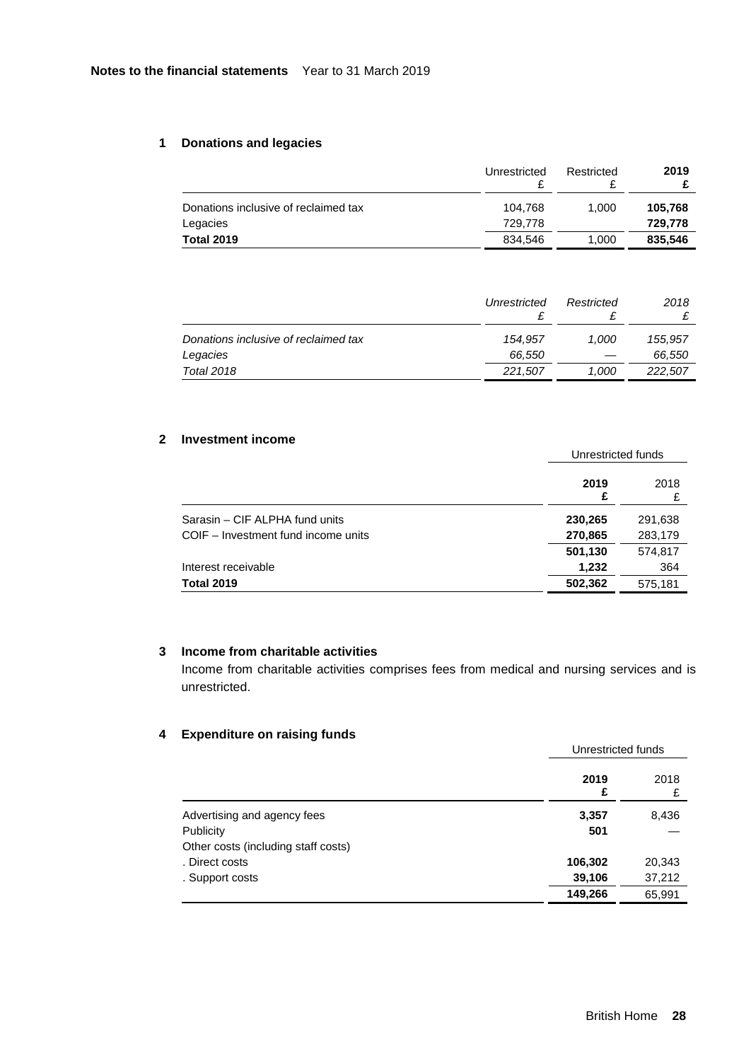**Notes to the financial statements** Year to 31 March 2019

## 1 Donations and legacies

| | Unrestricted £ | Restricted £ | **2019 £** |
|---|---|---|---|
| Donations inclusive of reclaimed tax | 104,768 | 1,000 | **105,768** |
| Legacies | 729,778 | | **729,778** |
| **Total 2019** | 834,546 | 1,000 | **835,546** |

| | *Unrestricted £* | *Restricted £* | *2018 £* |
|---|---|---|---|
| *Donations inclusive of reclaimed tax* | *154,957* | *1,000* | *155,957* |
| *Legacies* | *66,550* | *—* | *66,550* |
| *Total 2018* | *221,507* | *1,000* | *222,507* |

## 2 Investment income

| | Unrestricted funds | |
|---|---|---|
| | **2019 £** | 2018 £ |
| Sarasin – CIF ALPHA fund units | **230,265** | 291,638 |
| COIF – Investment fund income units | **270,865** | 283,179 |
| | **501,130** | 574,817 |
| Interest receivable | **1,232** | 364 |
| **Total 2019** | **502,362** | 575,181 |

## 3 Income from charitable activities

Income from charitable activities comprises fees from medical and nursing services and is unrestricted.

## 4 Expenditure on raising funds

| | Unrestricted funds | |
|---|---|---|
| | **2019 £** | 2018 £ |
| Advertising and agency fees | **3,357** | 8,436 |
| Publicity | **501** | — |
| Other costs (including staff costs) | | |
| . Direct costs | **106,302** | 20,343 |
| . Support costs | **39,106** | 37,212 |
| | **149,266** | 65,991 |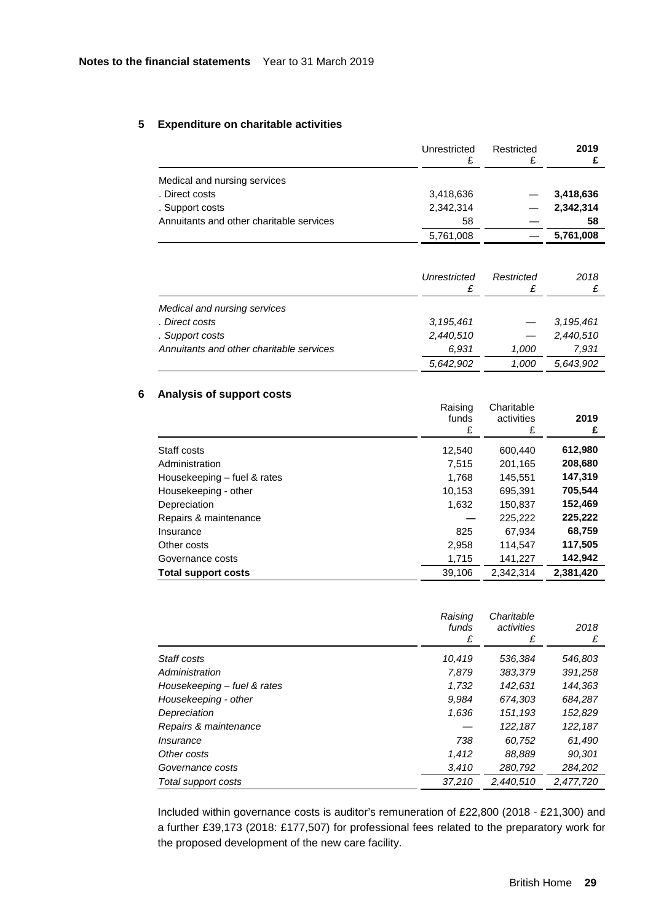**Notes to the financial statements** Year to 31 March 2019

## 5 Expenditure on charitable activities

| | Unrestricted £ | Restricted £ | **2019 £** |
|---|---|---|---|
| Medical and nursing services | | | |
| . Direct costs | 3,418,636 | — | **3,418,636** |
| . Support costs | 2,342,314 | — | **2,342,314** |
| Annuitants and other charitable services | 58 | — | **58** |
| | 5,761,008 | — | **5,761,008** |

| | *Unrestricted £* | *Restricted £* | *2018 £* |
|---|---|---|---|
| *Medical and nursing services* | | | |
| *. Direct costs* | *3,195,461* | — | *3,195,461* |
| *. Support costs* | *2,440,510* | — | *2,440,510* |
| *Annuitants and other charitable services* | *6,931* | *1,000* | *7,931* |
| | *5,642,902* | *1,000* | *5,643,902* |

## 6 Analysis of support costs

| | Raising funds £ | Charitable activities £ | **2019 £** |
|---|---|---|---|
| Staff costs | 12,540 | 600,440 | **612,980** |
| Administration | 7,515 | 201,165 | **208,680** |
| Housekeeping – fuel & rates | 1,768 | 145,551 | **147,319** |
| Housekeeping - other | 10,153 | 695,391 | **705,544** |
| Depreciation | 1,632 | 150,837 | **152,469** |
| Repairs & maintenance | — | 225,222 | **225,222** |
| Insurance | 825 | 67,934 | **68,759** |
| Other costs | 2,958 | 114,547 | **117,505** |
| Governance costs | 1,715 | 141,227 | **142,942** |
| **Total support costs** | 39,106 | 2,342,314 | **2,381,420** |

| | *Raising funds £* | *Charitable activities £* | *2018 £* |
|---|---|---|---|
| *Staff costs* | *10,419* | *536,384* | *546,803* |
| *Administration* | *7,879* | *383,379* | *391,258* |
| *Housekeeping – fuel & rates* | *1,732* | *142,631* | *144,363* |
| *Housekeeping - other* | *9,984* | *674,303* | *684,287* |
| *Depreciation* | *1,636* | *151,193* | *152,829* |
| *Repairs & maintenance* | — | *122,187* | *122,187* |
| *Insurance* | *738* | *60,752* | *61,490* |
| *Other costs* | *1,412* | *88,889* | *90,301* |
| *Governance costs* | *3,410* | *280,792* | *284,202* |
| *Total support costs* | *37,210* | *2,440,510* | *2,477,720* |

Included within governance costs is auditor's remuneration of £22,800 (2018 - £21,300) and a further £39,173 (2018: £177,507) for professional fees related to the preparatory work for the proposed development of the new care facility.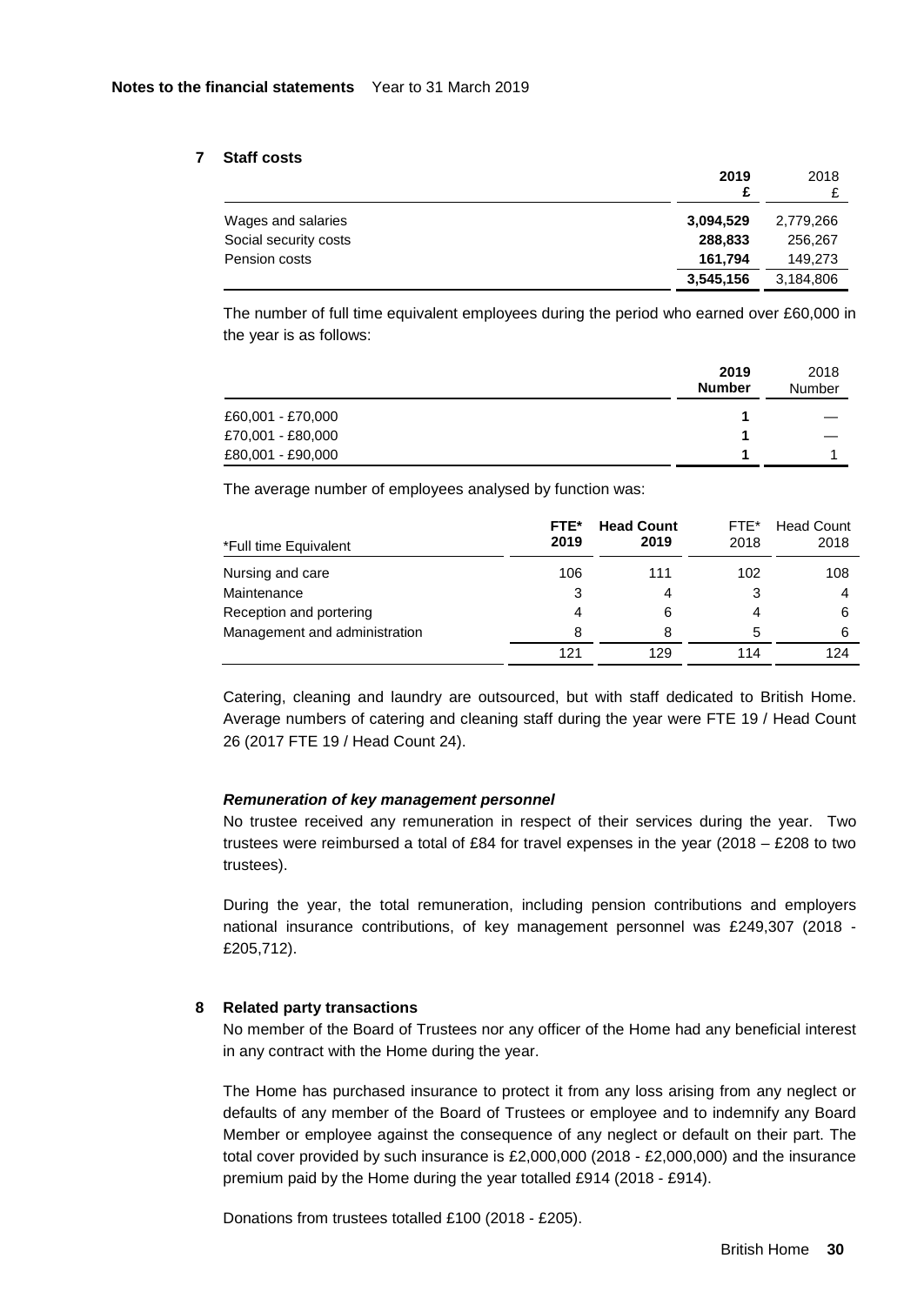**Notes to the financial statements** Year to 31 March 2019

## 7 Staff costs

| | 2019 £ | 2018 £ |
|---|---|---|
| Wages and salaries | **3,094,529** | 2,779,266 |
| Social security costs | **288,833** | 256,267 |
| Pension costs | **161,794** | 149,273 |
| | **3,545,156** | 3,184,806 |

The number of full time equivalent employees during the period who earned over £60,000 in the year is as follows:

| | 2019 Number | 2018 Number |
|---|---|---|
| £60,001 - £70,000 | **1** | — |
| £70,001 - £80,000 | **1** | — |
| £80,001 - £90,000 | **1** | 1 |

The average number of employees analysed by function was:

| *Full time Equivalent | FTE* 2019 | Head Count 2019 | FTE* 2018 | Head Count 2018 |
|---|---|---|---|---|
| Nursing and care | 106 | 111 | 102 | 108 |
| Maintenance | 3 | 4 | 3 | 4 |
| Reception and portering | 4 | 6 | 4 | 6 |
| Management and administration | 8 | 8 | 5 | 6 |
| | 121 | 129 | 114 | 124 |

Catering, cleaning and laundry are outsourced, but with staff dedicated to British Home. Average numbers of catering and cleaning staff during the year were FTE 19 / Head Count 26 (2017 FTE 19 / Head Count 24).

### *Remuneration of key management personnel*

No trustee received any remuneration in respect of their services during the year. Two trustees were reimbursed a total of £84 for travel expenses in the year (2018 – £208 to two trustees).

During the year, the total remuneration, including pension contributions and employers national insurance contributions, of key management personnel was £249,307 (2018 - £205,712).

## 8 Related party transactions

No member of the Board of Trustees nor any officer of the Home had any beneficial interest in any contract with the Home during the year.

The Home has purchased insurance to protect it from any loss arising from any neglect or defaults of any member of the Board of Trustees or employee and to indemnify any Board Member or employee against the consequence of any neglect or default on their part. The total cover provided by such insurance is £2,000,000 (2018 - £2,000,000) and the insurance premium paid by the Home during the year totalled £914 (2018 - £914).

Donations from trustees totalled £100 (2018 - £205).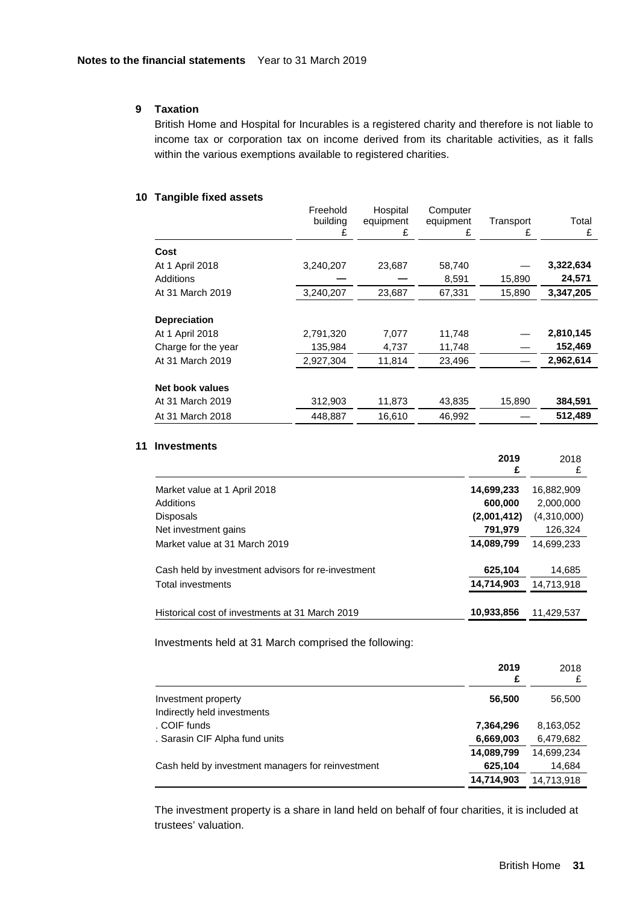**Notes to the financial statements** Year to 31 March 2019

## 9 Taxation

British Home and Hospital for Incurables is a registered charity and therefore is not liable to income tax or corporation tax on income derived from its charitable activities, as it falls within the various exemptions available to registered charities.

## 10 Tangible fixed assets

| | Freehold building £ | Hospital equipment £ | Computer equipment £ | Transport £ | Total £ |
|---|---|---|---|---|---|
| **Cost** | | | | | |
| At 1 April 2018 | 3,240,207 | 23,687 | 58,740 | — | **3,322,634** |
| Additions | — | — | 8,591 | 15,890 | **24,571** |
| At 31 March 2019 | 3,240,207 | 23,687 | 67,331 | 15,890 | **3,347,205** |
| **Depreciation** | | | | | |
| At 1 April 2018 | 2,791,320 | 7,077 | 11,748 | — | **2,810,145** |
| Charge for the year | 135,984 | 4,737 | 11,748 | — | **152,469** |
| At 31 March 2019 | 2,927,304 | 11,814 | 23,496 | — | **2,962,614** |
| **Net book values** | | | | | |
| At 31 March 2019 | 312,903 | 11,873 | 43,835 | 15,890 | **384,591** |
| At 31 March 2018 | 448,887 | 16,610 | 46,992 | — | **512,489** |

## 11 Investments

| | **2019 £** | 2018 £ |
|---|---|---|
| Market value at 1 April 2018 | **14,699,233** | 16,882,909 |
| Additions | **600,000** | 2,000,000 |
| Disposals | **(2,001,412)** | (4,310,000) |
| Net investment gains | **791,979** | 126,324 |
| Market value at 31 March 2019 | **14,089,799** | 14,699,233 |
| Cash held by investment advisors for re-investment | **625,104** | 14,685 |
| Total investments | **14,714,903** | 14,713,918 |
| Historical cost of investments at 31 March 2019 | **10,933,856** | 11,429,537 |

Investments held at 31 March comprised the following:

| | **2019 £** | 2018 £ |
|---|---|---|
| Investment property | **56,500** | 56,500 |
| Indirectly held investments | | |
| . COIF funds | **7,364,296** | 8,163,052 |
| . Sarasin CIF Alpha fund units | **6,669,003** | 6,479,682 |
| | **14,089,799** | 14,699,234 |
| Cash held by investment managers for reinvestment | **625,104** | 14,684 |
| | **14,714,903** | 14,713,918 |

The investment property is a share in land held on behalf of four charities, it is included at trustees' valuation.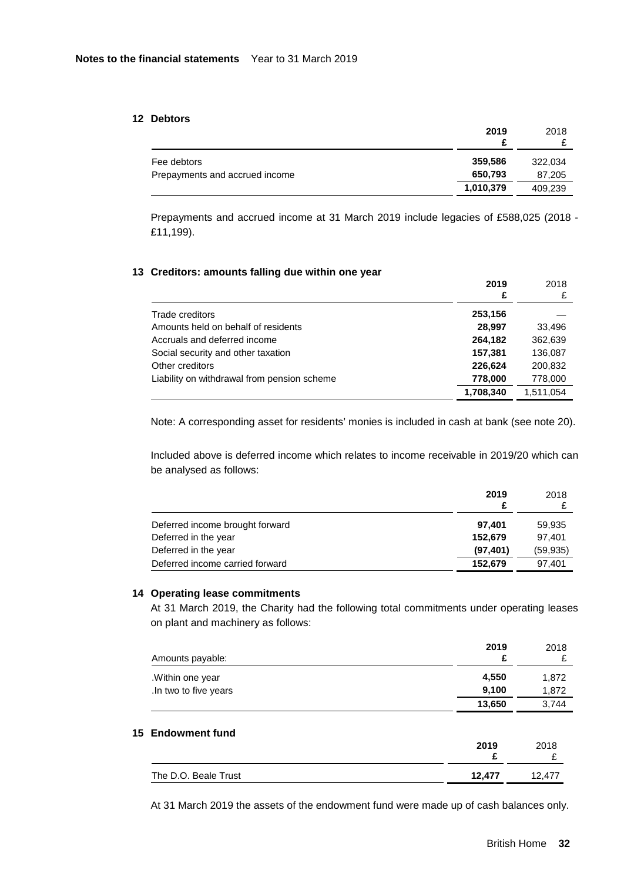**Notes to the financial statements** Year to 31 March 2019

## 12 Debtors

| | 2019 £ | 2018 £ |
|---|---|---|
| Fee debtors | **359,586** | 322,034 |
| Prepayments and accrued income | **650,793** | 87,205 |
| | **1,010,379** | 409,239 |

Prepayments and accrued income at 31 March 2019 include legacies of £588,025 (2018 - £11,199).

## 13 Creditors: amounts falling due within one year

| | 2019 £ | 2018 £ |
|---|---|---|
| Trade creditors | **253,156** | — |
| Amounts held on behalf of residents | **28,997** | 33,496 |
| Accruals and deferred income | **264,182** | 362,639 |
| Social security and other taxation | **157,381** | 136,087 |
| Other creditors | **226,624** | 200,832 |
| Liability on withdrawal from pension scheme | **778,000** | 778,000 |
| | **1,708,340** | 1,511,054 |

Note: A corresponding asset for residents' monies is included in cash at bank (see note 20).

Included above is deferred income which relates to income receivable in 2019/20 which can be analysed as follows:

| | 2019 £ | 2018 £ |
|---|---|---|
| Deferred income brought forward | **97,401** | 59,935 |
| Deferred in the year | **152,679** | 97,401 |
| Deferred in the year | **(97,401)** | (59,935) |
| Deferred income carried forward | **152,679** | 97,401 |

## 14 Operating lease commitments

At 31 March 2019, the Charity had the following total commitments under operating leases on plant and machinery as follows:

| Amounts payable: | 2019 £ | 2018 £ |
|---|---|---|
| .Within one year | **4,550** | 1,872 |
| .In two to five years | **9,100** | 1,872 |
| | **13,650** | 3,744 |

## 15 Endowment fund

| | 2019 £ | 2018 £ |
|---|---|---|
| The D.O. Beale Trust | **12,477** | 12,477 |

At 31 March 2019 the assets of the endowment fund were made up of cash balances only.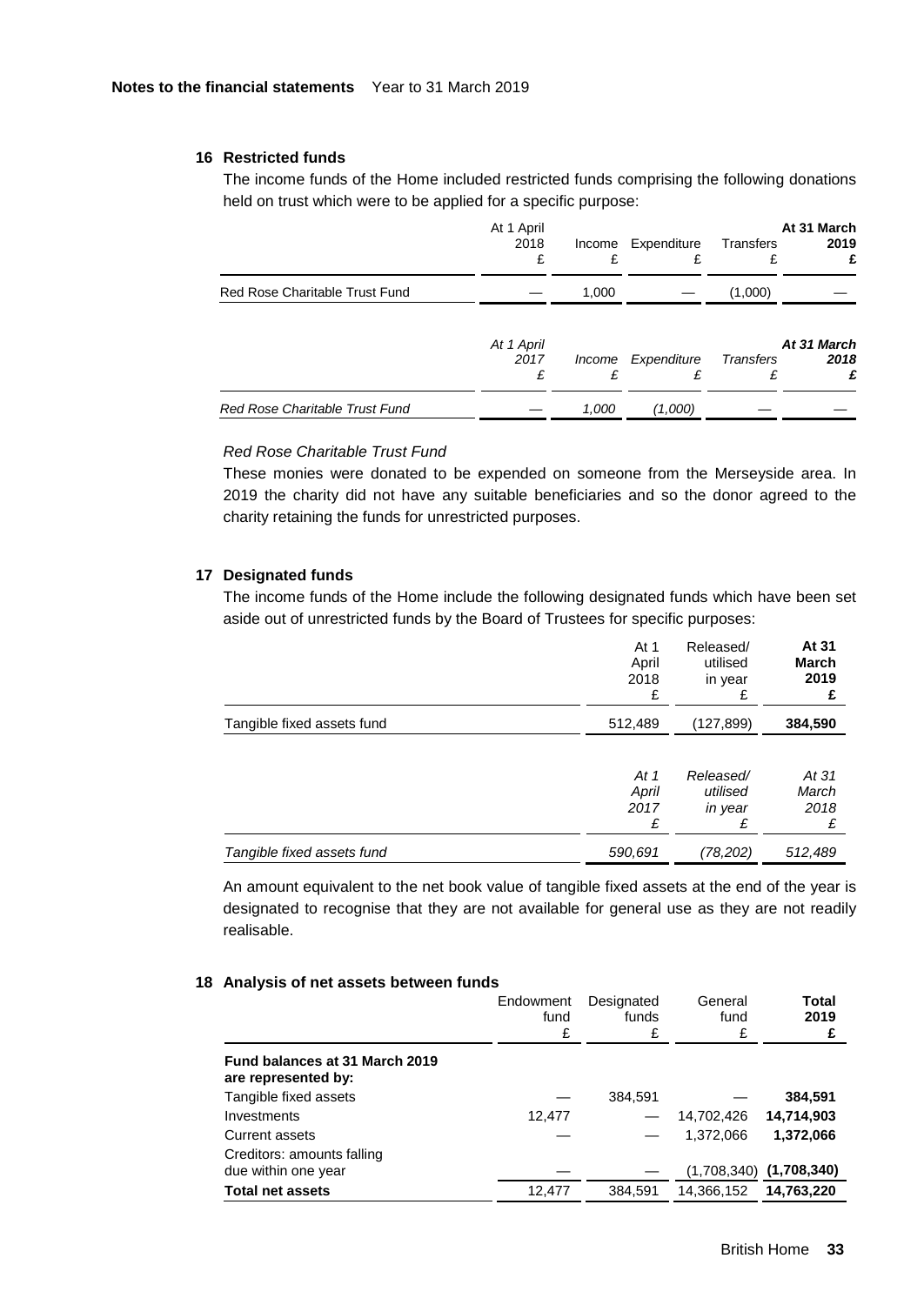**Notes to the financial statements** Year to 31 March 2019

## 16 Restricted funds

The income funds of the Home included restricted funds comprising the following donations held on trust which were to be applied for a specific purpose:

| | At 1 April 2018 £ | Income £ | Expenditure £ | Transfers £ | **At 31 March 2019 £** |
|---|---|---|---|---|---|
| Red Rose Charitable Trust Fund | — | 1,000 | — | (1,000) | — |

| | *At 1 April 2017 £* | *Income £* | *Expenditure £* | *Transfers £* | *At 31 March 2018 £* |
|---|---|---|---|---|---|
| *Red Rose Charitable Trust Fund* | *—* | *1,000* | *(1,000)* | *—* | *—* |

*Red Rose Charitable Trust Fund*

These monies were donated to be expended on someone from the Merseyside area. In 2019 the charity did not have any suitable beneficiaries and so the donor agreed to the charity retaining the funds for unrestricted purposes.

## 17 Designated funds

The income funds of the Home include the following designated funds which have been set aside out of unrestricted funds by the Board of Trustees for specific purposes:

| | At 1 April 2018 £ | Released/ utilised in year £ | **At 31 March 2019 £** |
|---|---|---|---|
| Tangible fixed assets fund | 512,489 | (127,899) | **384,590** |

| | *At 1 April 2017 £* | *Released/ utilised in year £* | *At 31 March 2018 £* |
|---|---|---|---|
| *Tangible fixed assets fund* | *590,691* | *(78,202)* | *512,489* |

An amount equivalent to the net book value of tangible fixed assets at the end of the year is designated to recognise that they are not available for general use as they are not readily realisable.

## 18 Analysis of net assets between funds

| | Endowment fund £ | Designated funds £ | General fund £ | **Total 2019 £** |
|---|---|---|---|---|
| **Fund balances at 31 March 2019 are represented by:** | | | | |
| Tangible fixed assets | — | 384,591 | — | **384,591** |
| Investments | 12,477 | — | 14,702,426 | **14,714,903** |
| Current assets | — | — | 1,372,066 | **1,372,066** |
| Creditors: amounts falling due within one year | — | — | (1,708,340) | **(1,708,340)** |
| **Total net assets** | 12,477 | 384,591 | 14,366,152 | **14,763,220** |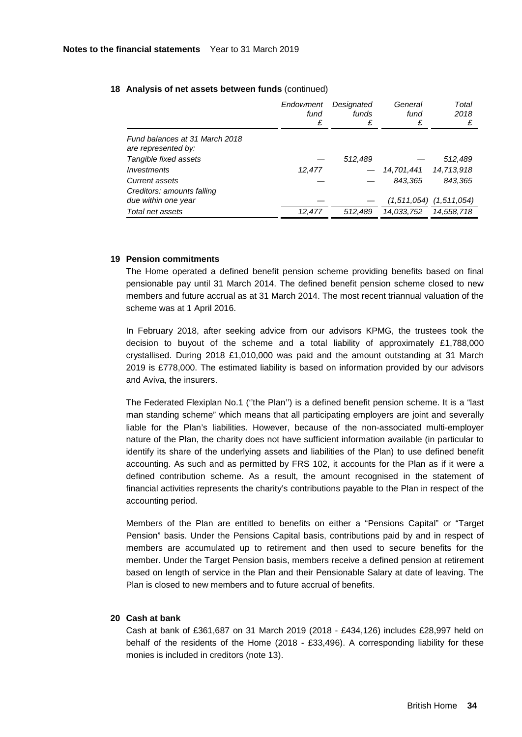**18 Analysis of net assets between funds** (continued)

| | *Endowment fund £* | *Designated funds £* | *General fund £* | *Total 2018 £* |
|---|---|---|---|---|
| *Fund balances at 31 March 2018 are represented by:* | | | | |
| *Tangible fixed assets* | — | *512,489* | — | *512,489* |
| *Investments* | *12,477* | — | *14,701,441* | *14,713,918* |
| *Current assets* | — | — | *843,365* | *843,365* |
| *Creditors: amounts falling due within one year* | — | — | *(1,511,054)* | *(1,511,054)* |
| *Total net assets* | *12,477* | *512,489* | *14,033,752* | *14,558,718* |

**19 Pension commitments**

The Home operated a defined benefit pension scheme providing benefits based on final pensionable pay until 31 March 2014. The defined benefit pension scheme closed to new members and future accrual as at 31 March 2014. The most recent triannual valuation of the scheme was at 1 April 2016.

In February 2018, after seeking advice from our advisors KPMG, the trustees took the decision to buyout of the scheme and a total liability of approximately £1,788,000 crystallised. During 2018 £1,010,000 was paid and the amount outstanding at 31 March 2019 is £778,000. The estimated liability is based on information provided by our advisors and Aviva, the insurers.

The Federated Flexiplan No.1 (''the Plan'') is a defined benefit pension scheme. It is a "last man standing scheme" which means that all participating employers are joint and severally liable for the Plan's liabilities. However, because of the non-associated multi-employer nature of the Plan, the charity does not have sufficient information available (in particular to identify its share of the underlying assets and liabilities of the Plan) to use defined benefit accounting. As such and as permitted by FRS 102, it accounts for the Plan as if it were a defined contribution scheme. As a result, the amount recognised in the statement of financial activities represents the charity's contributions payable to the Plan in respect of the accounting period.

Members of the Plan are entitled to benefits on either a "Pensions Capital" or "Target Pension" basis. Under the Pensions Capital basis, contributions paid by and in respect of members are accumulated up to retirement and then used to secure benefits for the member. Under the Target Pension basis, members receive a defined pension at retirement based on length of service in the Plan and their Pensionable Salary at date of leaving. The Plan is closed to new members and to future accrual of benefits.

**20 Cash at bank**

Cash at bank of £361,687 on 31 March 2019 (2018 - £434,126) includes £28,997 held on behalf of the residents of the Home (2018 - £33,496). A corresponding liability for these monies is included in creditors (note 13).